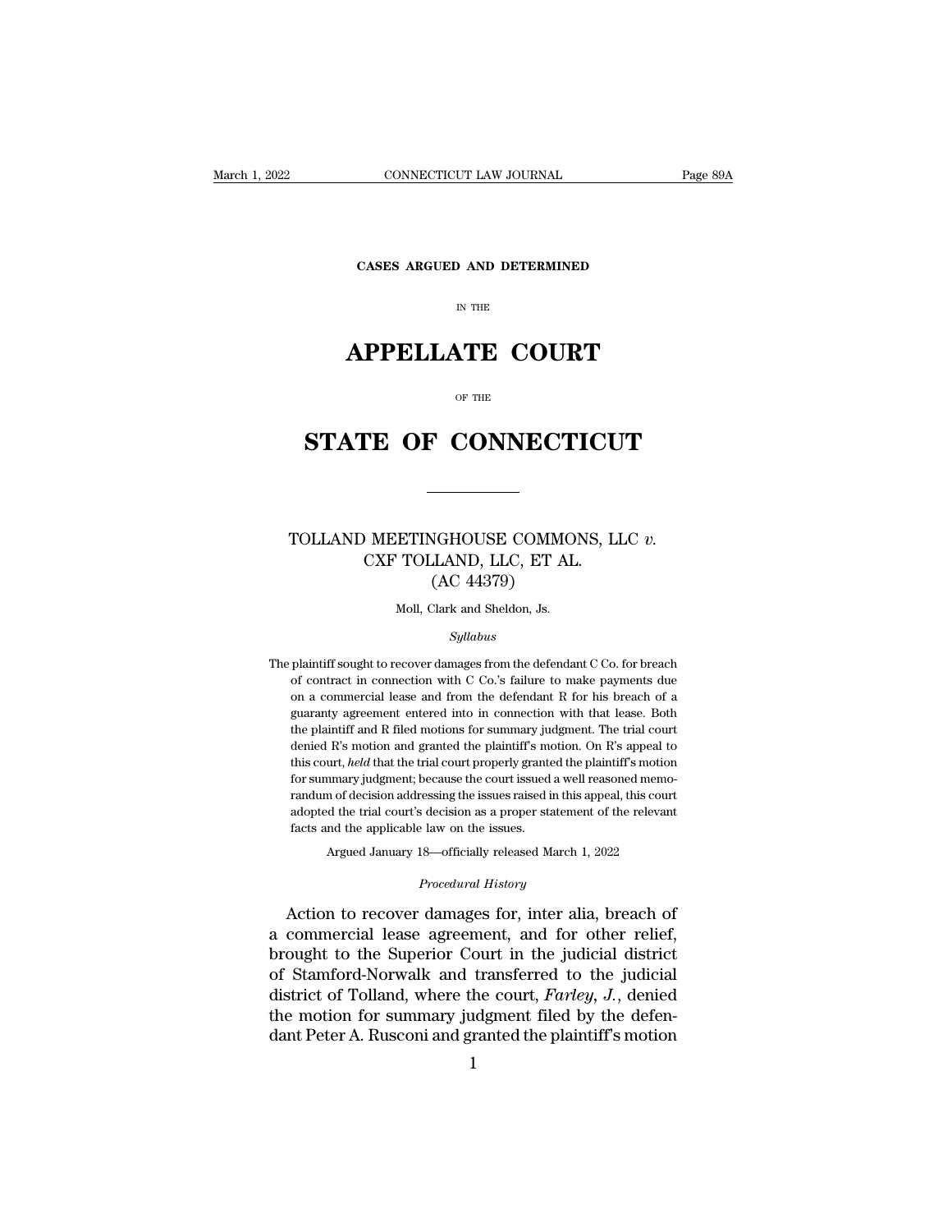CASES ARGUED AND DETERMINED

IN THE

# APPELLATE COURT

OF THE

# STATE OF CONNECTICUT

---

## TOLLAND MEETINGHOUSE COMMONS, LLC *v.* CXF TOLLAND, LLC, ET AL. (AC 44379)

Moll, Clark and Sheldon, Js.

*Syllabus*

The plaintiff sought to recover damages from the defendant C Co. for breach of contract in connection with C Co.'s failure to make payments due on a commercial lease and from the defendant R for his breach of a guaranty agreement entered into in connection with that lease. Both the plaintiff and R filed motions for summary judgment. The trial court denied R's motion and granted the plaintiff's motion. On R's appeal to this court, *held* that the trial court properly granted the plaintiff's motion for summary judgment; because the court issued a well reasoned memorandum of decision addressing the issues raised in this appeal, this court adopted the trial court's decision as a proper statement of the relevant facts and the applicable law on the issues.

Argued January 18—officially released March 1, 2022

*Procedural History*

Action to recover damages for, inter alia, breach of a commercial lease agreement, and for other relief, brought to the Superior Court in the judicial district of Stamford-Norwalk and transferred to the judicial district of Tolland, where the court, *Farley, J.*, denied the motion for summary judgment filed by the defendant Peter A. Rusconi and granted the plaintiff's motion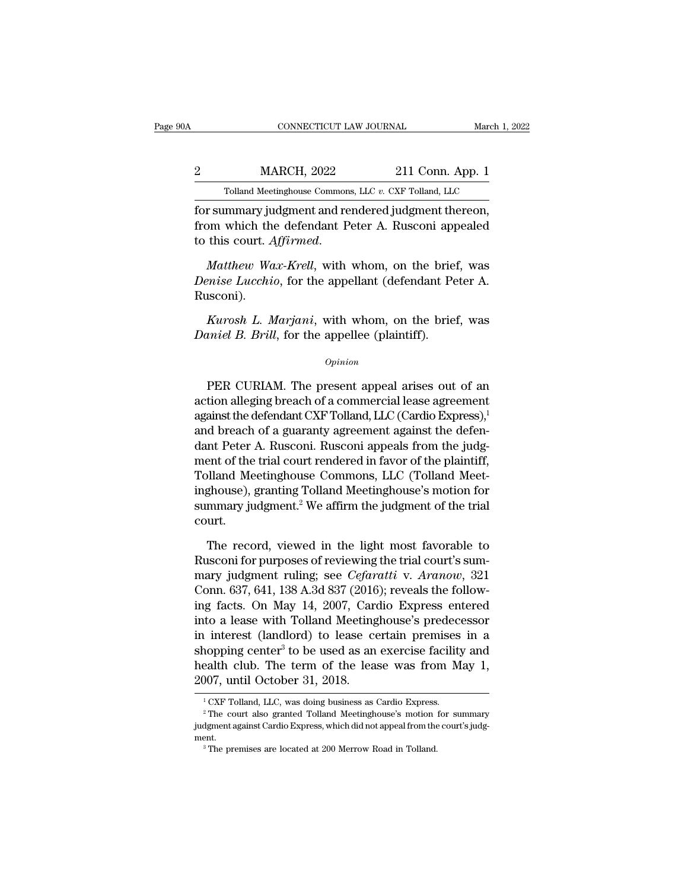for summary judgment and rendered judgment thereon, from which the defendant Peter A. Rusconi appealed to this court. *Affirmed*.

*Matthew Wax-Krell*, with whom, on the brief, was *Denise Lucchio*, for the appellant (defendant Peter A. Rusconi).

*Kurosh L. Marjani*, with whom, on the brief, was *Daniel B. Brill*, for the appellee (plaintiff).

*Opinion*

PER CURIAM. The present appeal arises out of an action alleging breach of a commercial lease agreement against the defendant CXF Tolland, LLC (Cardio Express),[1] and breach of a guaranty agreement against the defendant Peter A. Rusconi. Rusconi appeals from the judgment of the trial court rendered in favor of the plaintiff, Tolland Meetinghouse Commons, LLC (Tolland Meetinghouse), granting Tolland Meetinghouse's motion for summary judgment.[2] We affirm the judgment of the trial court.

The record, viewed in the light most favorable to Rusconi for purposes of reviewing the trial court's summary judgment ruling; see *Cefaratti* v. *Aranow*, 321 Conn. 637, 641, 138 A.3d 837 (2016); reveals the following facts. On May 14, 2007, Cardio Express entered into a lease with Tolland Meetinghouse's predecessor in interest (landlord) to lease certain premises in a shopping center[3] to be used as an exercise facility and health club. The term of the lease was from May 1, 2007, until October 31, 2018.

[1] CXF Tolland, LLC, was doing business as Cardio Express.

[2] The court also granted Tolland Meetinghouse's motion for summary judgment against Cardio Express, which did not appeal from the court's judgment.

[3] The premises are located at 200 Merrow Road in Tolland.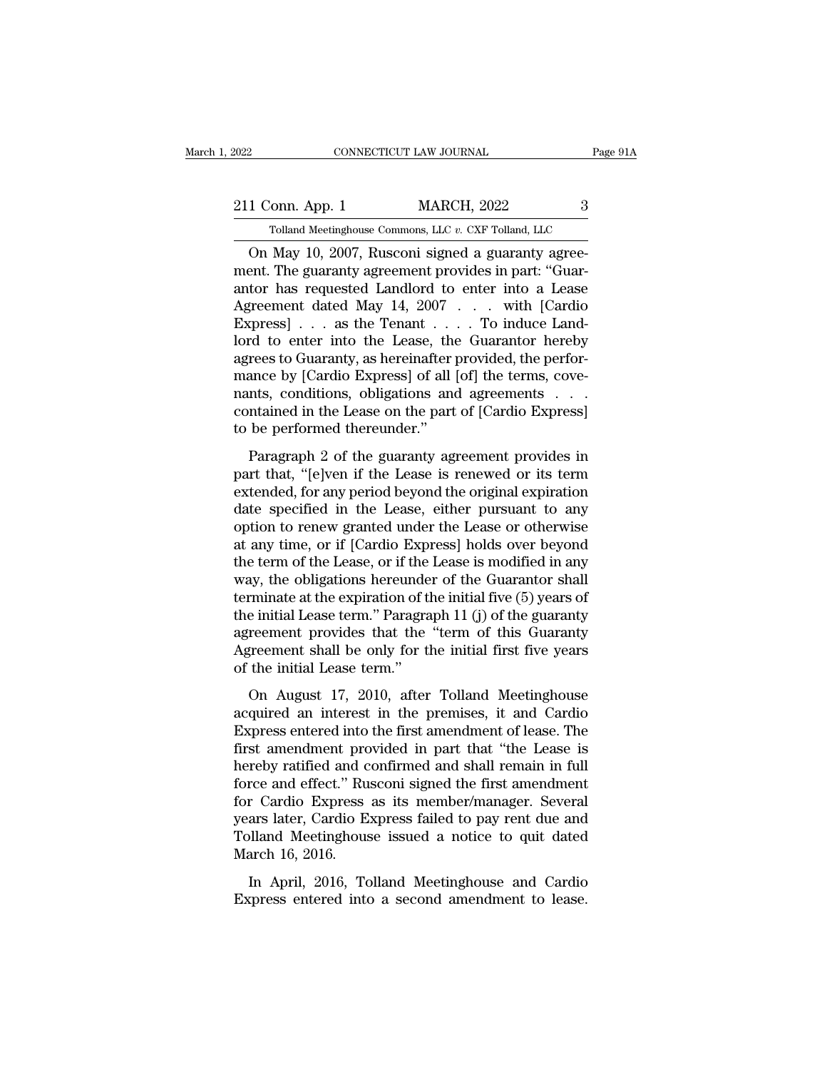On May 10, 2007, Rusconi signed a guaranty agreement. The guaranty agreement provides in part: "Guarantor has requested Landlord to enter into a Lease Agreement dated May 14, 2007 . . . with [Cardio Express] . . . as the Tenant . . . . To induce Landlord to enter into the Lease, the Guarantor hereby agrees to Guaranty, as hereinafter provided, the performance by [Cardio Express] of all [of] the terms, covenants, conditions, obligations and agreements . . . contained in the Lease on the part of [Cardio Express] to be performed thereunder."

Paragraph 2 of the guaranty agreement provides in part that, "[e]ven if the Lease is renewed or its term extended, for any period beyond the original expiration date specified in the Lease, either pursuant to any option to renew granted under the Lease or otherwise at any time, or if [Cardio Express] holds over beyond the term of the Lease, or if the Lease is modified in any way, the obligations hereunder of the Guarantor shall terminate at the expiration of the initial five (5) years of the initial Lease term." Paragraph 11 (j) of the guaranty agreement provides that the "term of this Guaranty Agreement shall be only for the initial first five years of the initial Lease term."

On August 17, 2010, after Tolland Meetinghouse acquired an interest in the premises, it and Cardio Express entered into the first amendment of lease. The first amendment provided in part that "the Lease is hereby ratified and confirmed and shall remain in full force and effect." Rusconi signed the first amendment for Cardio Express as its member/manager. Several years later, Cardio Express failed to pay rent due and Tolland Meetinghouse issued a notice to quit dated March 16, 2016.

In April, 2016, Tolland Meetinghouse and Cardio Express entered into a second amendment to lease.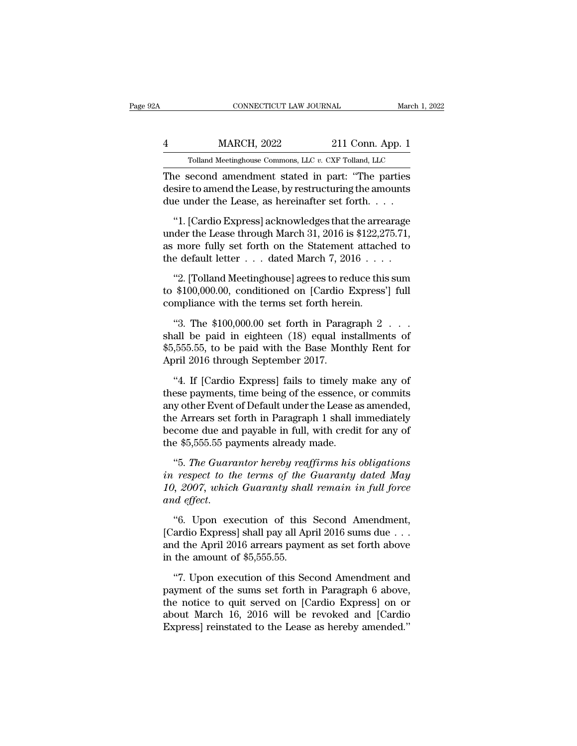The second amendment stated in part: "The parties desire to amend the Lease, by restructuring the amounts due under the Lease, as hereinafter set forth. . . .

"1. [Cardio Express] acknowledges that the arrearage under the Lease through March 31, 2016 is $122,275.71, as more fully set forth on the Statement attached to the default letter . . . dated March 7, 2016 . . . .

"2. [Tolland Meetinghouse] agrees to reduce this sum to $100,000.00, conditioned on [Cardio Express'] full compliance with the terms set forth herein.

"3. The $100,000.00 set forth in Paragraph 2 . . . shall be paid in eighteen (18) equal installments of $5,555.55, to be paid with the Base Monthly Rent for April 2016 through September 2017.

"4. If [Cardio Express] fails to timely make any of these payments, time being of the essence, or commits any other Event of Default under the Lease as amended, the Arrears set forth in Paragraph 1 shall immediately become due and payable in full, with credit for any of the $5,555.55 payments already made.

"5. *The Guarantor hereby reaffirms his obligations in respect to the terms of the Guaranty dated May 10, 2007, which Guaranty shall remain in full force and effect.*

"6. Upon execution of this Second Amendment, [Cardio Express] shall pay all April 2016 sums due . . . and the April 2016 arrears payment as set forth above in the amount of $5,555.55.

"7. Upon execution of this Second Amendment and payment of the sums set forth in Paragraph 6 above, the notice to quit served on [Cardio Express] on or about March 16, 2016 will be revoked and [Cardio Express] reinstated to the Lease as hereby amended."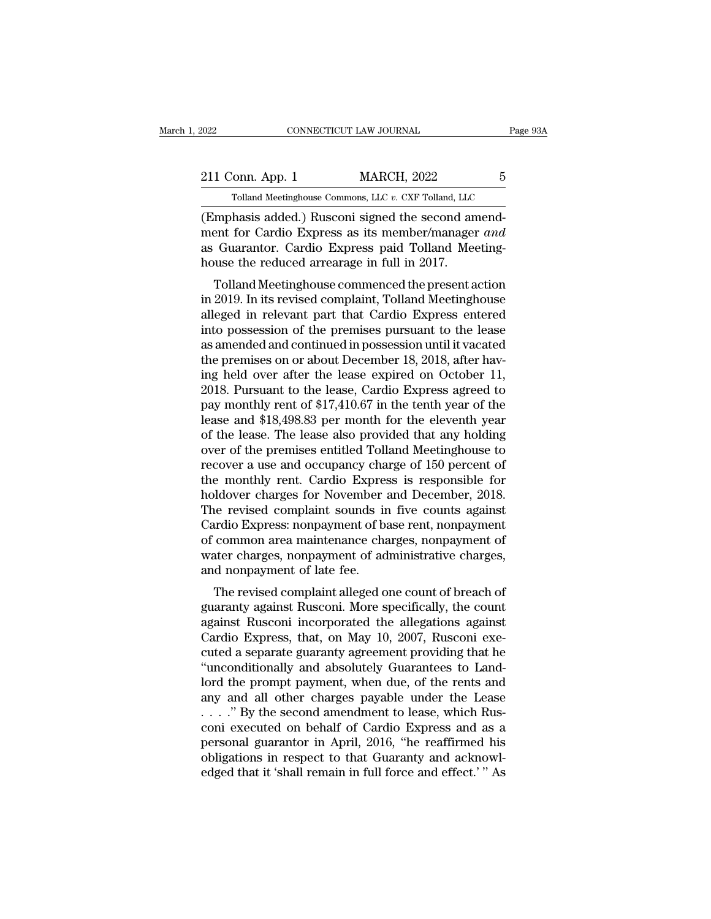(Emphasis added.) Rusconi signed the second amendment for Cardio Express as its member/manager *and* as Guarantor. Cardio Express paid Tolland Meetinghouse the reduced arrearage in full in 2017.

Tolland Meetinghouse commenced the present action in 2019. In its revised complaint, Tolland Meetinghouse alleged in relevant part that Cardio Express entered into possession of the premises pursuant to the lease as amended and continued in possession until it vacated the premises on or about December 18, 2018, after having held over after the lease expired on October 11, 2018. Pursuant to the lease, Cardio Express agreed to pay monthly rent of $17,410.67 in the tenth year of the lease and $18,498.83 per month for the eleventh year of the lease. The lease also provided that any holding over of the premises entitled Tolland Meetinghouse to recover a use and occupancy charge of 150 percent of the monthly rent. Cardio Express is responsible for holdover charges for November and December, 2018. The revised complaint sounds in five counts against Cardio Express: nonpayment of base rent, nonpayment of common area maintenance charges, nonpayment of water charges, nonpayment of administrative charges, and nonpayment of late fee.

The revised complaint alleged one count of breach of guaranty against Rusconi. More specifically, the count against Rusconi incorporated the allegations against Cardio Express, that, on May 10, 2007, Rusconi executed a separate guaranty agreement providing that he "unconditionally and absolutely Guarantees to Landlord the prompt payment, when due, of the rents and any and all other charges payable under the Lease . . . ." By the second amendment to lease, which Rusconi executed on behalf of Cardio Express and as a personal guarantor in April, 2016, "he reaffirmed his obligations in respect to that Guaranty and acknowledged that it 'shall remain in full force and effect.' " As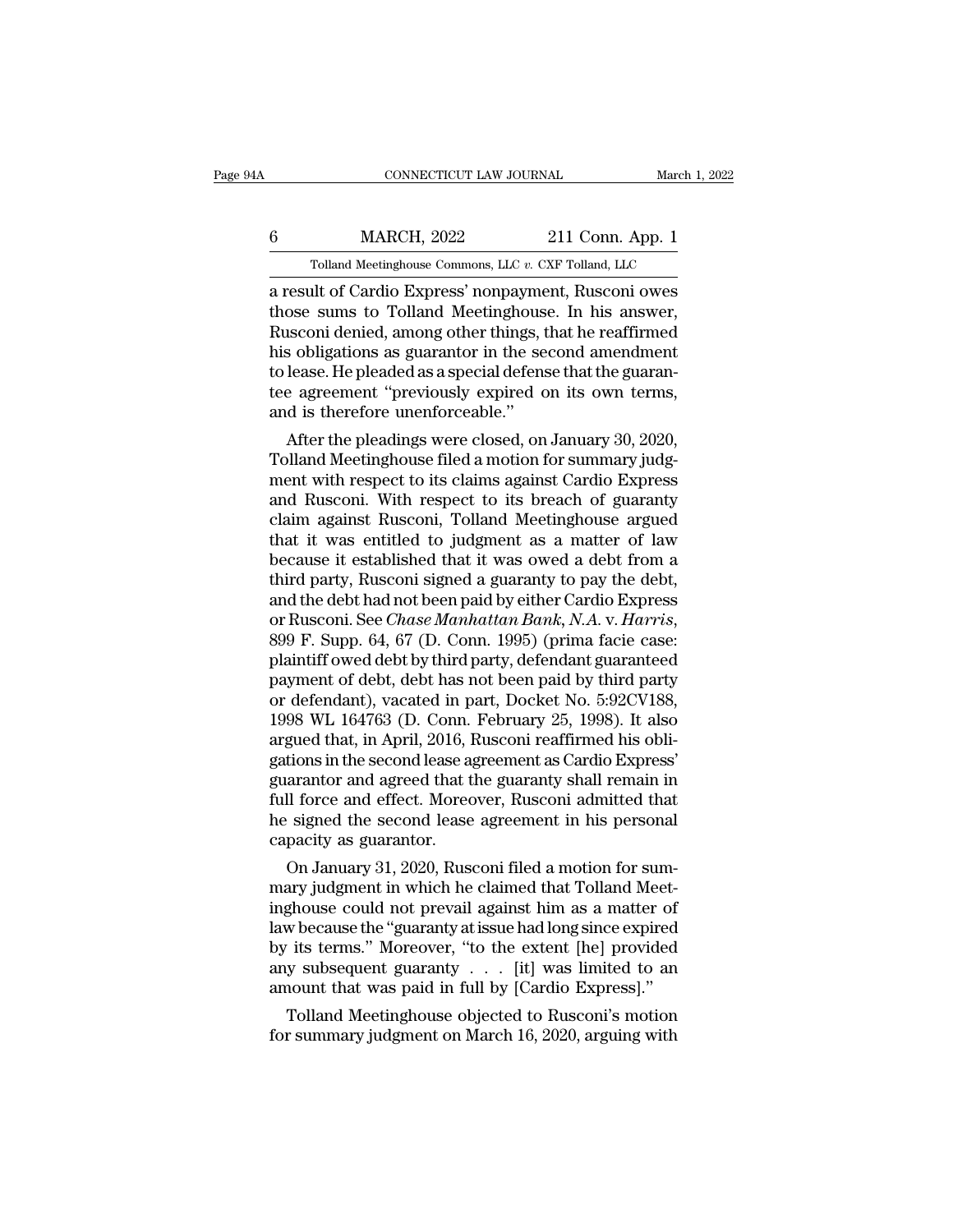a result of Cardio Express' nonpayment, Rusconi owes those sums to Tolland Meetinghouse. In his answer, Rusconi denied, among other things, that he reaffirmed his obligations as guarantor in the second amendment to lease. He pleaded as a special defense that the guarantee agreement "previously expired on its own terms, and is therefore unenforceable."

After the pleadings were closed, on January 30, 2020, Tolland Meetinghouse filed a motion for summary judgment with respect to its claims against Cardio Express and Rusconi. With respect to its breach of guaranty claim against Rusconi, Tolland Meetinghouse argued that it was entitled to judgment as a matter of law because it established that it was owed a debt from a third party, Rusconi signed a guaranty to pay the debt, and the debt had not been paid by either Cardio Express or Rusconi. See *Chase Manhattan Bank, N.A.* v. *Harris*, 899 F. Supp. 64, 67 (D. Conn. 1995) (prima facie case: plaintiff owed debt by third party, defendant guaranteed payment of debt, debt has not been paid by third party or defendant), vacated in part, Docket No. 5:92CV188, 1998 WL 164763 (D. Conn. February 25, 1998). It also argued that, in April, 2016, Rusconi reaffirmed his obligations in the second lease agreement as Cardio Express' guarantor and agreed that the guaranty shall remain in full force and effect. Moreover, Rusconi admitted that he signed the second lease agreement in his personal capacity as guarantor.

On January 31, 2020, Rusconi filed a motion for summary judgment in which he claimed that Tolland Meetinghouse could not prevail against him as a matter of law because the "guaranty at issue had long since expired by its terms." Moreover, "to the extent [he] provided any subsequent guaranty . . . [it] was limited to an amount that was paid in full by [Cardio Express]."

Tolland Meetinghouse objected to Rusconi's motion for summary judgment on March 16, 2020, arguing with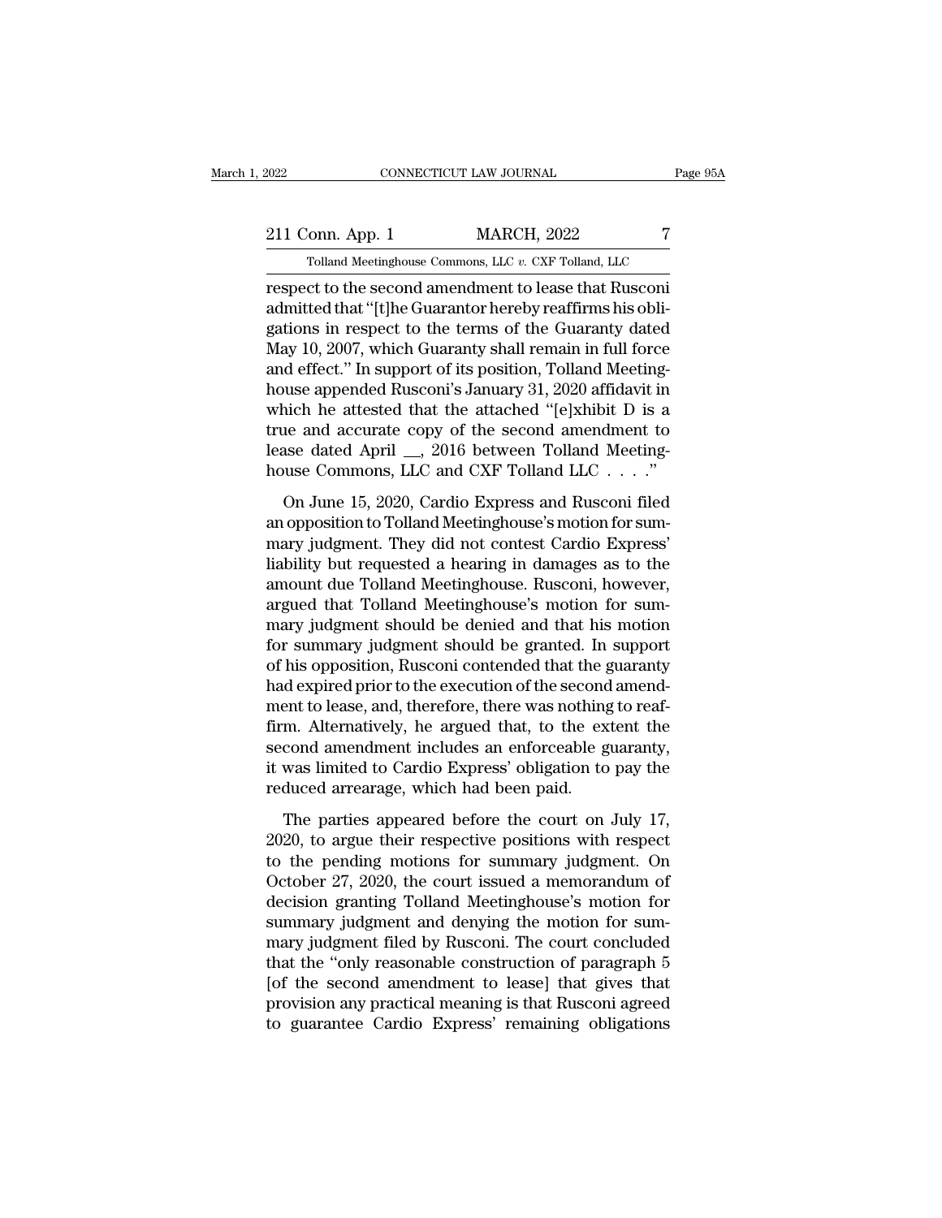respect to the second amendment to lease that Rusconi admitted that "[t]he Guarantor hereby reaffirms his obligations in respect to the terms of the Guaranty dated May 10, 2007, which Guaranty shall remain in full force and effect." In support of its position, Tolland Meetinghouse appended Rusconi's January 31, 2020 affidavit in which he attested that the attached "[e]xhibit D is a true and accurate copy of the second amendment to lease dated April __, 2016 between Tolland Meetinghouse Commons, LLC and CXF Tolland LLC . . . ."

On June 15, 2020, Cardio Express and Rusconi filed an opposition to Tolland Meetinghouse's motion for summary judgment. They did not contest Cardio Express' liability but requested a hearing in damages as to the amount due Tolland Meetinghouse. Rusconi, however, argued that Tolland Meetinghouse's motion for summary judgment should be denied and that his motion for summary judgment should be granted. In support of his opposition, Rusconi contended that the guaranty had expired prior to the execution of the second amendment to lease, and, therefore, there was nothing to reaffirm. Alternatively, he argued that, to the extent the second amendment includes an enforceable guaranty, it was limited to Cardio Express' obligation to pay the reduced arrearage, which had been paid.

The parties appeared before the court on July 17, 2020, to argue their respective positions with respect to the pending motions for summary judgment. On October 27, 2020, the court issued a memorandum of decision granting Tolland Meetinghouse's motion for summary judgment and denying the motion for summary judgment filed by Rusconi. The court concluded that the "only reasonable construction of paragraph 5 [of the second amendment to lease] that gives that provision any practical meaning is that Rusconi agreed to guarantee Cardio Express' remaining obligations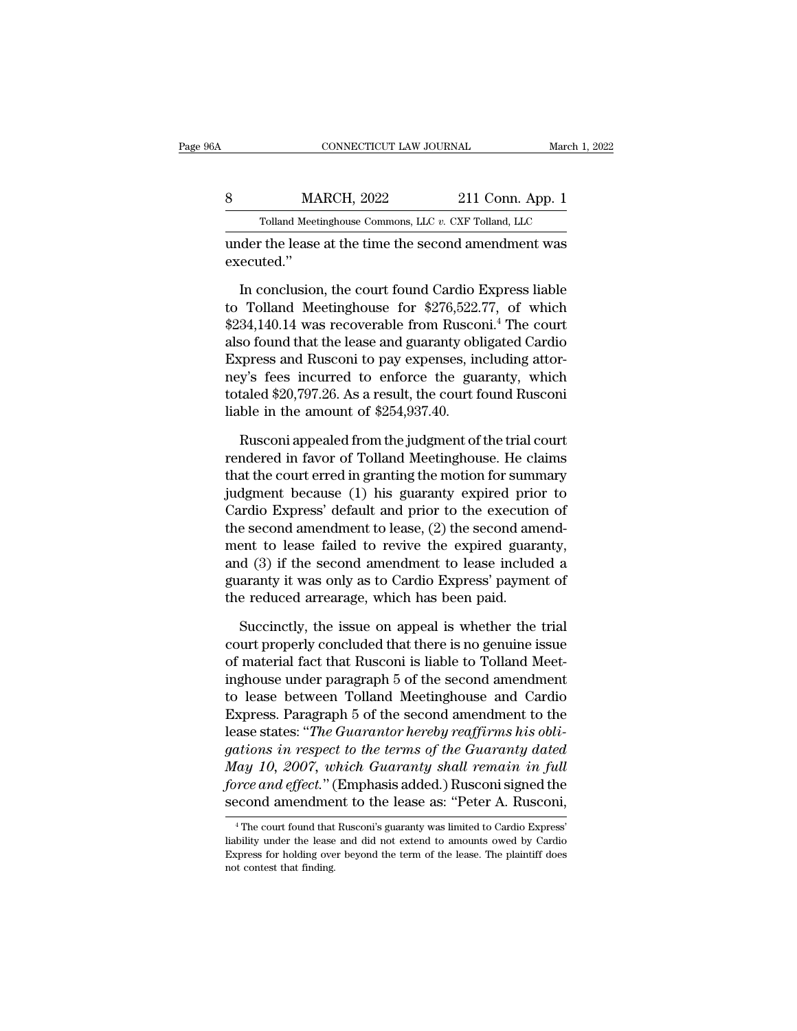under the lease at the time the second amendment was executed."

In conclusion, the court found Cardio Express liable to Tolland Meetinghouse for $276,522.77, of which $234,140.14 was recoverable from Rusconi.[4] The court also found that the lease and guaranty obligated Cardio Express and Rusconi to pay expenses, including attorney's fees incurred to enforce the guaranty, which totaled $20,797.26. As a result, the court found Rusconi liable in the amount of $254,937.40.

Rusconi appealed from the judgment of the trial court rendered in favor of Tolland Meetinghouse. He claims that the court erred in granting the motion for summary judgment because (1) his guaranty expired prior to Cardio Express' default and prior to the execution of the second amendment to lease, (2) the second amendment to lease failed to revive the expired guaranty, and (3) if the second amendment to lease included a guaranty it was only as to Cardio Express' payment of the reduced arrearage, which has been paid.

Succinctly, the issue on appeal is whether the trial court properly concluded that there is no genuine issue of material fact that Rusconi is liable to Tolland Meetinghouse under paragraph 5 of the second amendment to lease between Tolland Meetinghouse and Cardio Express. Paragraph 5 of the second amendment to the lease states: "*The Guarantor hereby reaffirms his obligations in respect to the terms of the Guaranty dated May 10, 2007, which Guaranty shall remain in full force and effect.*" (Emphasis added.) Rusconi signed the second amendment to the lease as: "Peter A. Rusconi,

[4] The court found that Rusconi's guaranty was limited to Cardio Express' liability under the lease and did not extend to amounts owed by Cardio Express for holding over beyond the term of the lease. The plaintiff does not contest that finding.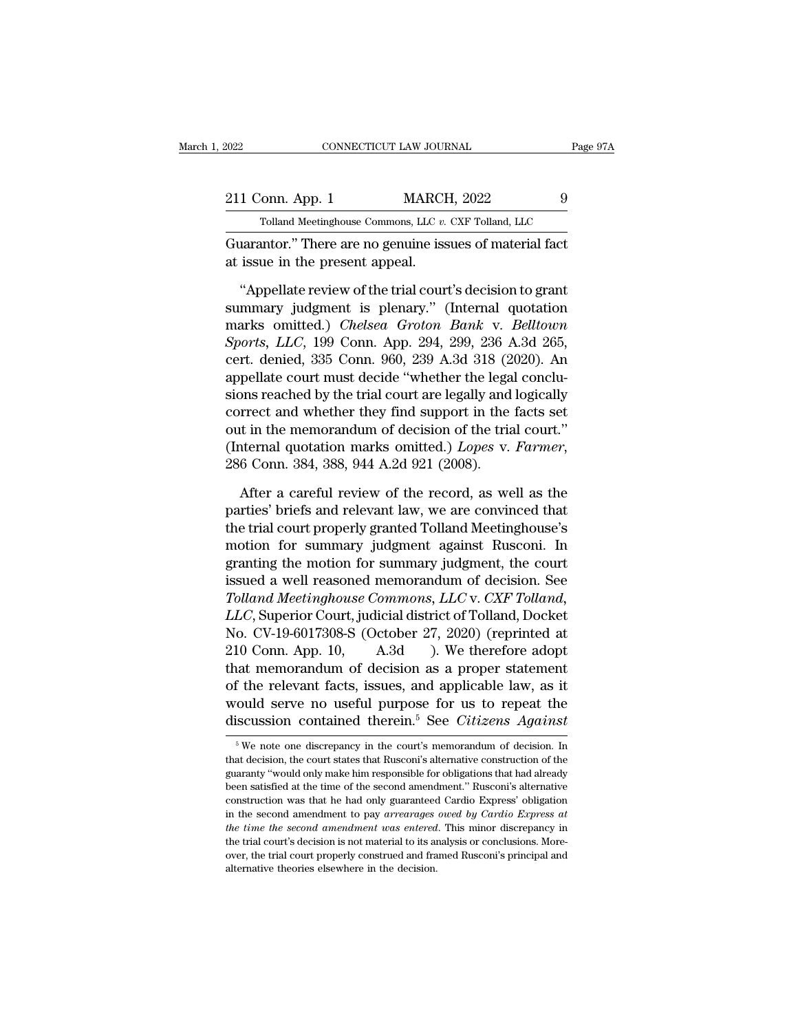Guarantor." There are no genuine issues of material fact at issue in the present appeal.

"Appellate review of the trial court's decision to grant summary judgment is plenary." (Internal quotation marks omitted.) *Chelsea Groton Bank* v. *Belltown Sports, LLC*, 199 Conn. App. 294, 299, 236 A.3d 265, cert. denied, 335 Conn. 960, 239 A.3d 318 (2020). An appellate court must decide "whether the legal conclusions reached by the trial court are legally and logically correct and whether they find support in the facts set out in the memorandum of decision of the trial court." (Internal quotation marks omitted.) *Lopes* v. *Farmer*, 286 Conn. 384, 388, 944 A.2d 921 (2008).

After a careful review of the record, as well as the parties' briefs and relevant law, we are convinced that the trial court properly granted Tolland Meetinghouse's motion for summary judgment against Rusconi. In granting the motion for summary judgment, the court issued a well reasoned memorandum of decision. See *Tolland Meetinghouse Commons, LLC* v. *CXF Tolland, LLC*, Superior Court, judicial district of Tolland, Docket No. CV-19-6017308-S (October 27, 2020) (reprinted at 210 Conn. App. 10, A.3d ). We therefore adopt that memorandum of decision as a proper statement of the relevant facts, issues, and applicable law, as it would serve no useful purpose for us to repeat the discussion contained therein.[5] See *Citizens Against*

[5] We note one discrepancy in the court's memorandum of decision. In that decision, the court states that Rusconi's alternative construction of the guaranty "would only make him responsible for obligations that had already been satisfied at the time of the second amendment." Rusconi's alternative construction was that he had only guaranteed Cardio Express' obligation in the second amendment to pay *arrearages owed by Cardio Express at the time the second amendment was entered*. This minor discrepancy in the trial court's decision is not material to its analysis or conclusions. Moreover, the trial court properly construed and framed Rusconi's principal and alternative theories elsewhere in the decision.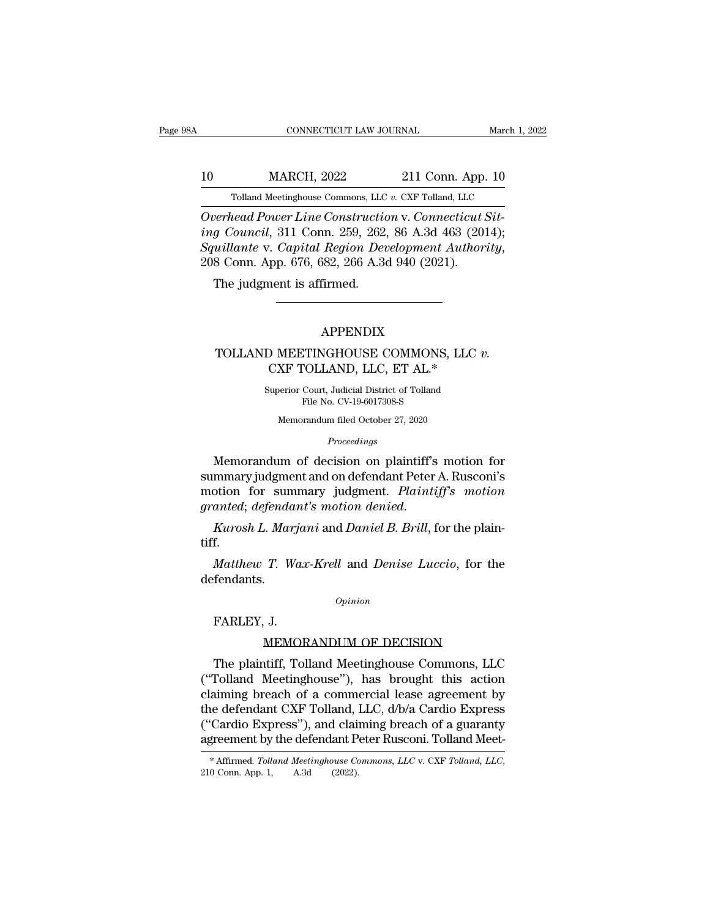*Overhead Power Line Construction* v. *Connecticut Siting Council*, 311 Conn. 259, 262, 86 A.3d 463 (2014); *Squillante* v. *Capital Region Development Authority*, 208 Conn. App. 676, 682, 266 A.3d 940 (2021).

The judgment is affirmed.

---

## APPENDIX

## TOLLAND MEETINGHOUSE COMMONS, LLC *v.* CXF TOLLAND, LLC, ET AL.*

Superior Court, Judicial District of Tolland
File No. CV-19-6017308-S

Memorandum filed October 27, 2020

*Proceedings*

Memorandum of decision on plaintiff's motion for summary judgment and on defendant Peter A. Rusconi's motion for summary judgment. *Plaintiff's motion granted*; *defendant's motion denied.*

*Kurosh L. Marjani* and *Daniel B. Brill*, for the plaintiff.

*Matthew T. Wax-Krell* and *Denise Luccio*, for the defendants.

*Opinion*

FARLEY, J.

MEMORANDUM OF DECISION

The plaintiff, Tolland Meetinghouse Commons, LLC ("Tolland Meetinghouse"), has brought this action claiming breach of a commercial lease agreement by the defendant CXF Tolland, LLC, d/b/a Cardio Express ("Cardio Express"), and claiming breach of a guaranty agreement by the defendant Peter Rusconi. Tolland Meet-

\* Affirmed. *Tolland Meetinghouse Commons, LLC* v. CXF *Tolland, LLC*, 210 Conn. App. 1, A.3d (2022).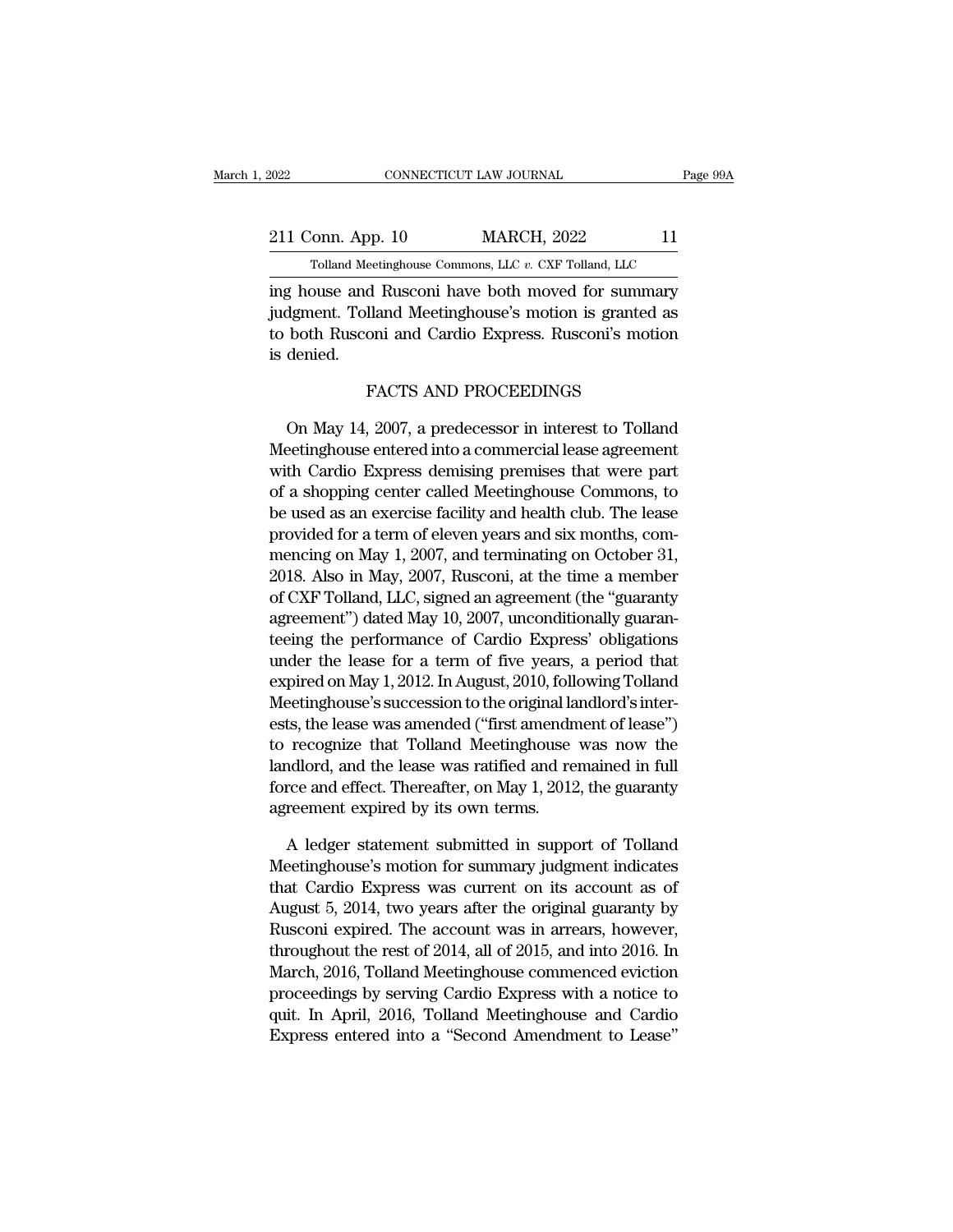ing house and Rusconi have both moved for summary judgment. Tolland Meetinghouse's motion is granted as to both Rusconi and Cardio Express. Rusconi's motion is denied.

## FACTS AND PROCEEDINGS

On May 14, 2007, a predecessor in interest to Tolland Meetinghouse entered into a commercial lease agreement with Cardio Express demising premises that were part of a shopping center called Meetinghouse Commons, to be used as an exercise facility and health club. The lease provided for a term of eleven years and six months, commencing on May 1, 2007, and terminating on October 31, 2018. Also in May, 2007, Rusconi, at the time a member of CXF Tolland, LLC, signed an agreement (the "guaranty agreement") dated May 10, 2007, unconditionally guaranteeing the performance of Cardio Express' obligations under the lease for a term of five years, a period that expired on May 1, 2012. In August, 2010, following Tolland Meetinghouse's succession to the original landlord's interests, the lease was amended ("first amendment of lease") to recognize that Tolland Meetinghouse was now the landlord, and the lease was ratified and remained in full force and effect. Thereafter, on May 1, 2012, the guaranty agreement expired by its own terms.

A ledger statement submitted in support of Tolland Meetinghouse's motion for summary judgment indicates that Cardio Express was current on its account as of August 5, 2014, two years after the original guaranty by Rusconi expired. The account was in arrears, however, throughout the rest of 2014, all of 2015, and into 2016. In March, 2016, Tolland Meetinghouse commenced eviction proceedings by serving Cardio Express with a notice to quit. In April, 2016, Tolland Meetinghouse and Cardio Express entered into a "Second Amendment to Lease"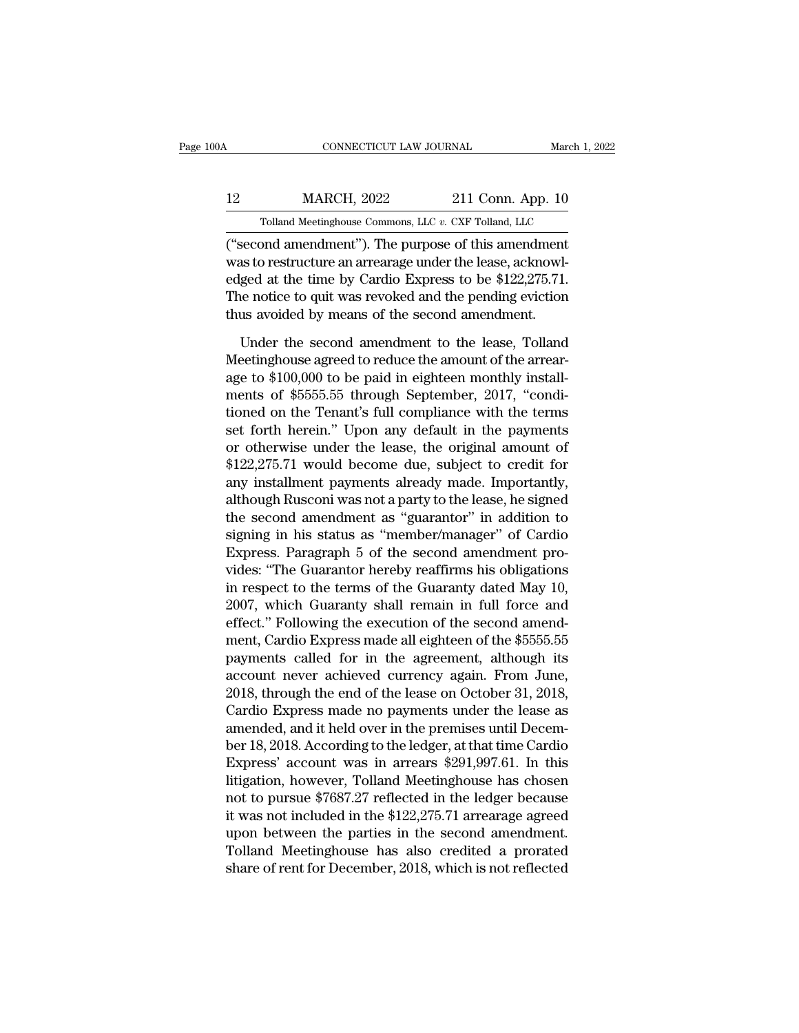("second amendment"). The purpose of this amendment was to restructure an arrearage under the lease, acknowledged at the time by Cardio Express to be $122,275.71. The notice to quit was revoked and the pending eviction thus avoided by means of the second amendment.

Under the second amendment to the lease, Tolland Meetinghouse agreed to reduce the amount of the arrearage to $100,000 to be paid in eighteen monthly installments of $5555.55 through September, 2017, "conditioned on the Tenant's full compliance with the terms set forth herein." Upon any default in the payments or otherwise under the lease, the original amount of $122,275.71 would become due, subject to credit for any installment payments already made. Importantly, although Rusconi was not a party to the lease, he signed the second amendment as "guarantor" in addition to signing in his status as "member/manager" of Cardio Express. Paragraph 5 of the second amendment provides: "The Guarantor hereby reaffirms his obligations in respect to the terms of the Guaranty dated May 10, 2007, which Guaranty shall remain in full force and effect." Following the execution of the second amendment, Cardio Express made all eighteen of the $5555.55 payments called for in the agreement, although its account never achieved currency again. From June, 2018, through the end of the lease on October 31, 2018, Cardio Express made no payments under the lease as amended, and it held over in the premises until December 18, 2018. According to the ledger, at that time Cardio Express' account was in arrears $291,997.61. In this litigation, however, Tolland Meetinghouse has chosen not to pursue $7687.27 reflected in the ledger because it was not included in the $122,275.71 arrearage agreed upon between the parties in the second amendment. Tolland Meetinghouse has also credited a prorated share of rent for December, 2018, which is not reflected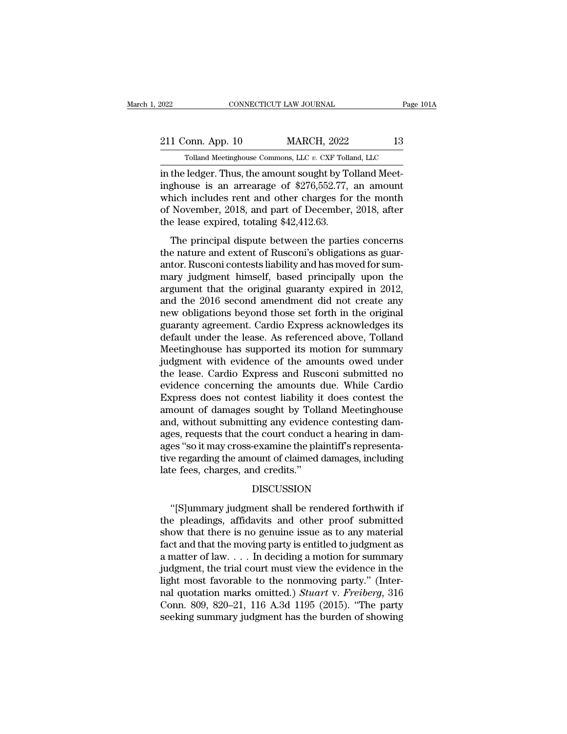in the ledger. Thus, the amount sought by Tolland Meetinghouse is an arrearage of $276,552.77, an amount which includes rent and other charges for the month of November, 2018, and part of December, 2018, after the lease expired, totaling $42,412.63.

The principal dispute between the parties concerns the nature and extent of Rusconi's obligations as guarantor. Rusconi contests liability and has moved for summary judgment himself, based principally upon the argument that the original guaranty expired in 2012, and the 2016 second amendment did not create any new obligations beyond those set forth in the original guaranty agreement. Cardio Express acknowledges its default under the lease. As referenced above, Tolland Meetinghouse has supported its motion for summary judgment with evidence of the amounts owed under the lease. Cardio Express and Rusconi submitted no evidence concerning the amounts due. While Cardio Express does not contest liability it does contest the amount of damages sought by Tolland Meetinghouse and, without submitting any evidence contesting damages, requests that the court conduct a hearing in damages "so it may cross-examine the plaintiff's representative regarding the amount of claimed damages, including late fees, charges, and credits."

## DISCUSSION

"[S]ummary judgment shall be rendered forthwith if the pleadings, affidavits and other proof submitted show that there is no genuine issue as to any material fact and that the moving party is entitled to judgment as a matter of law. . . . In deciding a motion for summary judgment, the trial court must view the evidence in the light most favorable to the nonmoving party." (Internal quotation marks omitted.) *Stuart* v. *Freiberg*, 316 Conn. 809, 820–21, 116 A.3d 1195 (2015). "The party seeking summary judgment has the burden of showing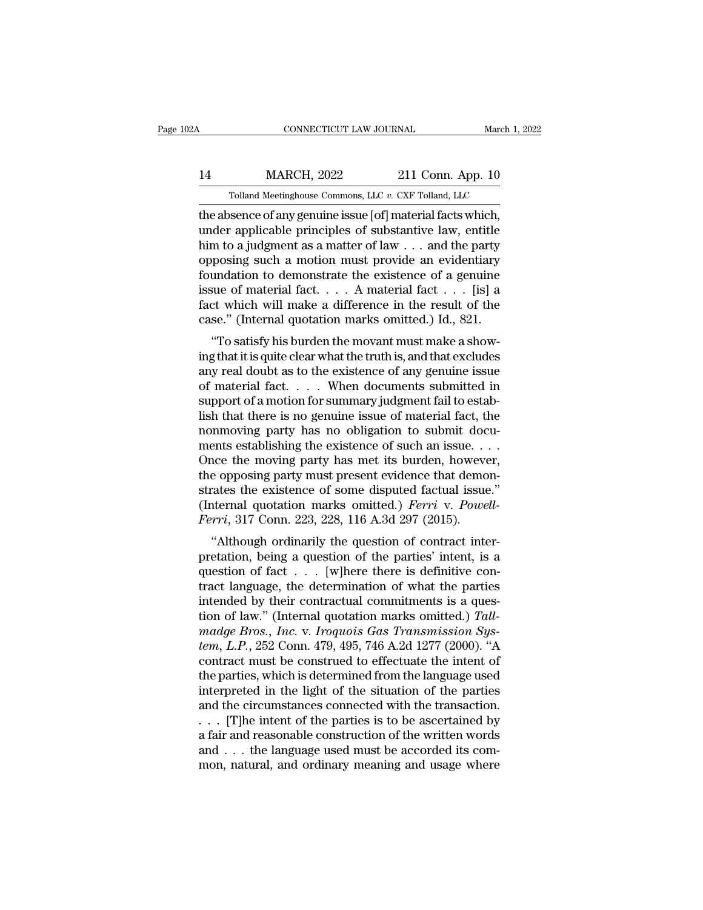the absence of any genuine issue [of] material facts which, under applicable principles of substantive law, entitle him to a judgment as a matter of law . . . and the party opposing such a motion must provide an evidentiary foundation to demonstrate the existence of a genuine issue of material fact. . . . A material fact . . . [is] a fact which will make a difference in the result of the case." (Internal quotation marks omitted.) Id., 821.

"To satisfy his burden the movant must make a showing that it is quite clear what the truth is, and that excludes any real doubt as to the existence of any genuine issue of material fact. . . . When documents submitted in support of a motion for summary judgment fail to establish that there is no genuine issue of material fact, the nonmoving party has no obligation to submit documents establishing the existence of such an issue. . . . Once the moving party has met its burden, however, the opposing party must present evidence that demonstrates the existence of some disputed factual issue." (Internal quotation marks omitted.) *Ferri* v. *Powell-Ferri*, 317 Conn. 223, 228, 116 A.3d 297 (2015).

"Although ordinarily the question of contract interpretation, being a question of the parties' intent, is a question of fact . . . [w]here there is definitive contract language, the determination of what the parties intended by their contractual commitments is a question of law." (Internal quotation marks omitted.) *Tallmadge Bros., Inc.* v. *Iroquois Gas Transmission System, L.P.*, 252 Conn. 479, 495, 746 A.2d 1277 (2000). "A contract must be construed to effectuate the intent of the parties, which is determined from the language used interpreted in the light of the situation of the parties and the circumstances connected with the transaction. . . . [T]he intent of the parties is to be ascertained by a fair and reasonable construction of the written words and . . . the language used must be accorded its common, natural, and ordinary meaning and usage where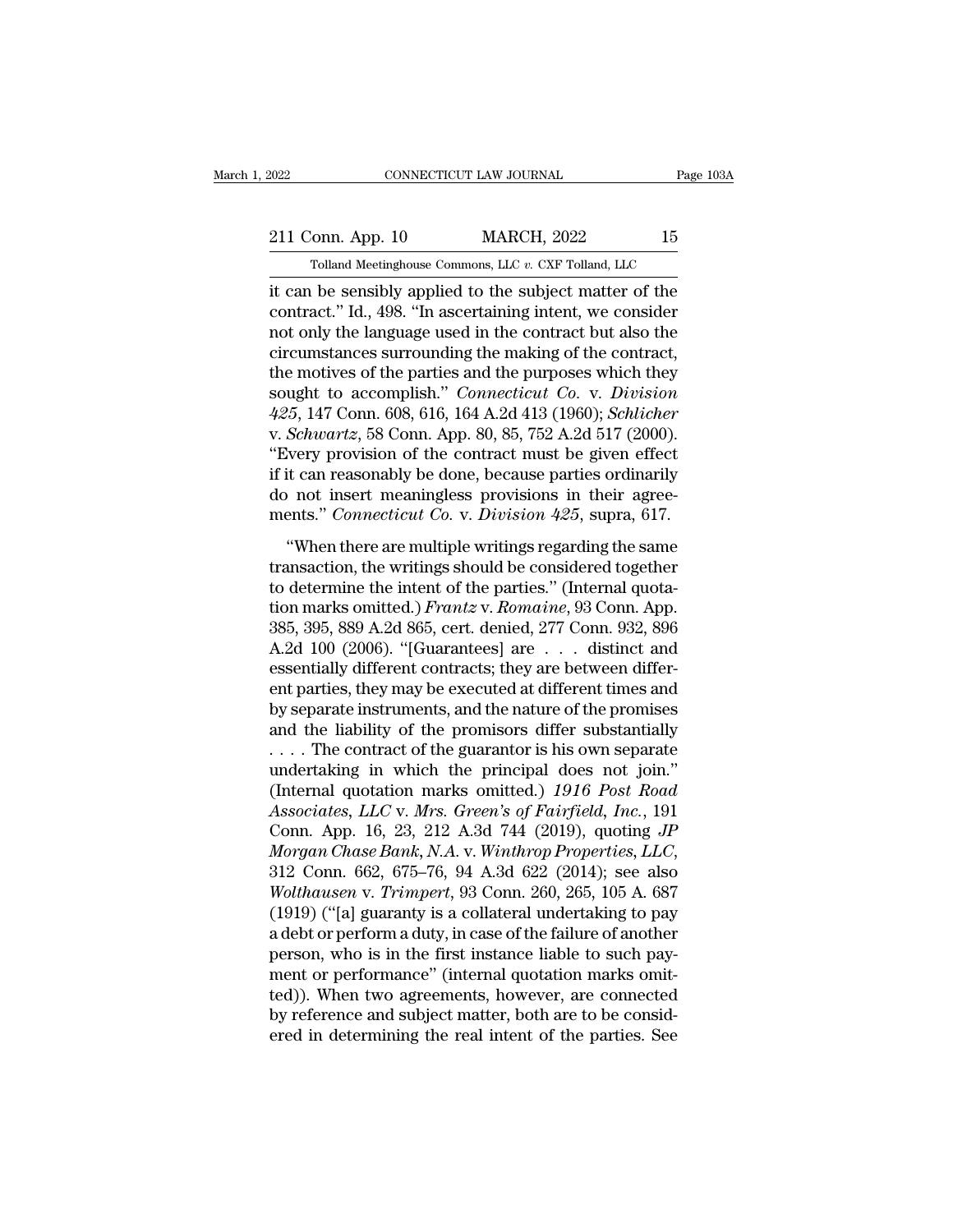it can be sensibly applied to the subject matter of the contract." Id., 498. "In ascertaining intent, we consider not only the language used in the contract but also the circumstances surrounding the making of the contract, the motives of the parties and the purposes which they sought to accomplish." *Connecticut Co.* v. *Division 425*, 147 Conn. 608, 616, 164 A.2d 413 (1960); *Schlicher* v. *Schwartz*, 58 Conn. App. 80, 85, 752 A.2d 517 (2000). "Every provision of the contract must be given effect if it can reasonably be done, because parties ordinarily do not insert meaningless provisions in their agreements." *Connecticut Co.* v. *Division 425*, supra, 617.

"When there are multiple writings regarding the same transaction, the writings should be considered together to determine the intent of the parties." (Internal quotation marks omitted.) *Frantz* v. *Romaine*, 93 Conn. App. 385, 395, 889 A.2d 865, cert. denied, 277 Conn. 932, 896 A.2d 100 (2006). "[Guarantees] are . . . distinct and essentially different contracts; they are between different parties, they may be executed at different times and by separate instruments, and the nature of the promises and the liability of the promisors differ substantially . . . . The contract of the guarantor is his own separate undertaking in which the principal does not join." (Internal quotation marks omitted.) *1916 Post Road Associates, LLC* v. *Mrs. Green's of Fairfield, Inc.*, 191 Conn. App. 16, 23, 212 A.3d 744 (2019), quoting *JP Morgan Chase Bank, N.A.* v. *Winthrop Properties, LLC*, 312 Conn. 662, 675–76, 94 A.3d 622 (2014); see also *Wolthausen* v. *Trimpert*, 93 Conn. 260, 265, 105 A. 687 (1919) ("[a] guaranty is a collateral undertaking to pay a debt or perform a duty, in case of the failure of another person, who is in the first instance liable to such payment or performance" (internal quotation marks omitted)). When two agreements, however, are connected by reference and subject matter, both are to be considered in determining the real intent of the parties. See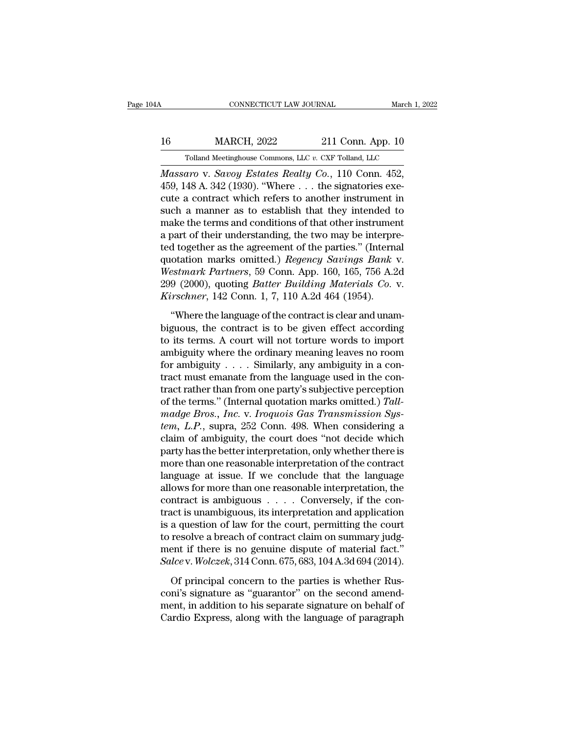*Massaro* v. *Savoy Estates Realty Co.*, 110 Conn. 452, 459, 148 A. 342 (1930). "Where . . . the signatories execute a contract which refers to another instrument in such a manner as to establish that they intended to make the terms and conditions of that other instrument a part of their understanding, the two may be interpreted together as the agreement of the parties." (Internal quotation marks omitted.) *Regency Savings Bank* v. *Westmark Partners*, 59 Conn. App. 160, 165, 756 A.2d 299 (2000), quoting *Batter Building Materials Co.* v. *Kirschner*, 142 Conn. 1, 7, 110 A.2d 464 (1954).

"Where the language of the contract is clear and unambiguous, the contract is to be given effect according to its terms. A court will not torture words to import ambiguity where the ordinary meaning leaves no room for ambiguity . . . . Similarly, any ambiguity in a contract must emanate from the language used in the contract rather than from one party's subjective perception of the terms." (Internal quotation marks omitted.) *Tallmadge Bros., Inc.* v. *Iroquois Gas Transmission System, L.P.*, supra, 252 Conn. 498. When considering a claim of ambiguity, the court does "not decide which party has the better interpretation, only whether there is more than one reasonable interpretation of the contract language at issue. If we conclude that the language allows for more than one reasonable interpretation, the contract is ambiguous . . . . Conversely, if the contract is unambiguous, its interpretation and application is a question of law for the court, permitting the court to resolve a breach of contract claim on summary judgment if there is no genuine dispute of material fact." *Salce* v. *Wolczek*, 314 Conn. 675, 683, 104 A.3d 694 (2014).

Of principal concern to the parties is whether Rusconi's signature as "guarantor" on the second amendment, in addition to his separate signature on behalf of Cardio Express, along with the language of paragraph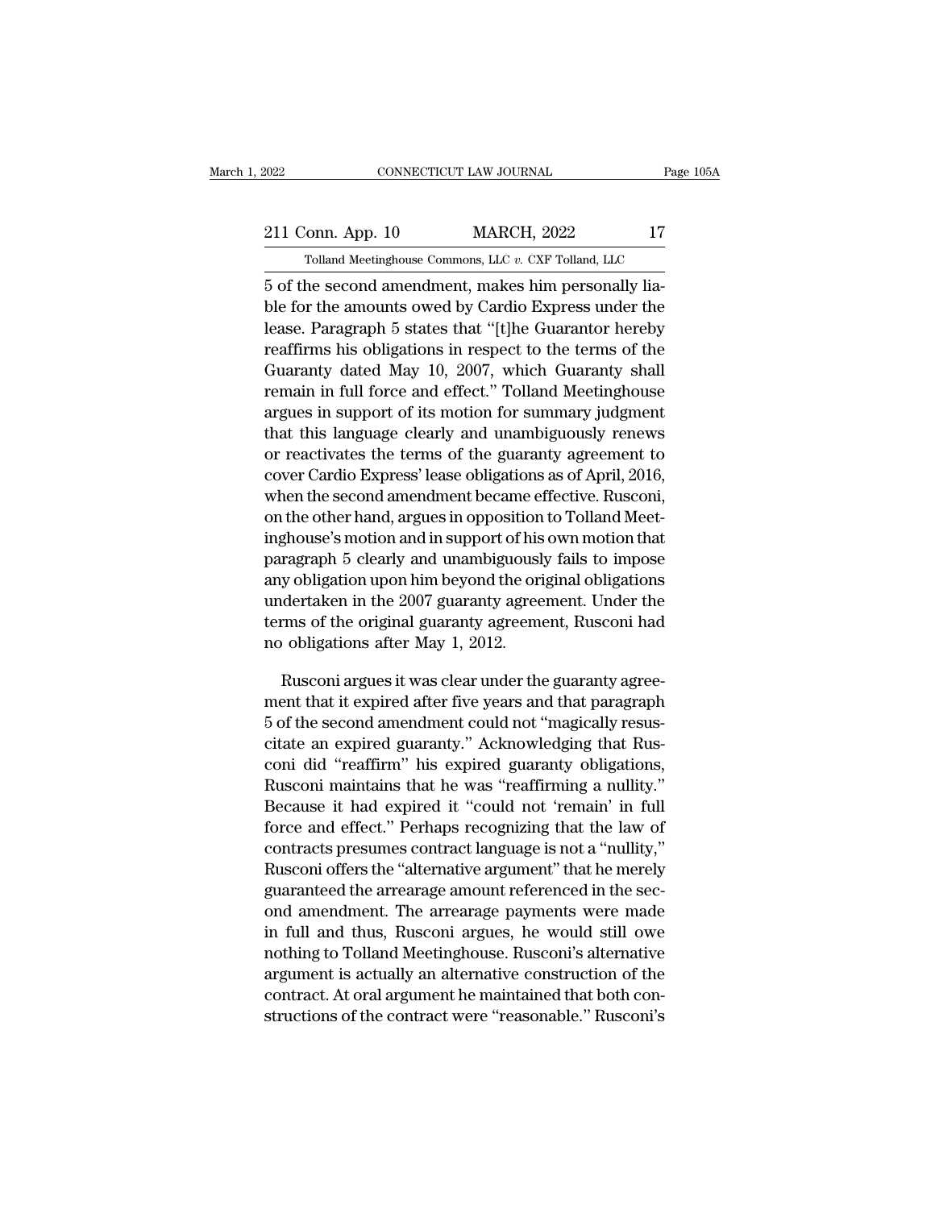5 of the second amendment, makes him personally liable for the amounts owed by Cardio Express under the lease. Paragraph 5 states that "[t]he Guarantor hereby reaffirms his obligations in respect to the terms of the Guaranty dated May 10, 2007, which Guaranty shall remain in full force and effect." Tolland Meetinghouse argues in support of its motion for summary judgment that this language clearly and unambiguously renews or reactivates the terms of the guaranty agreement to cover Cardio Express' lease obligations as of April, 2016, when the second amendment became effective. Rusconi, on the other hand, argues in opposition to Tolland Meetinghouse's motion and in support of his own motion that paragraph 5 clearly and unambiguously fails to impose any obligation upon him beyond the original obligations undertaken in the 2007 guaranty agreement. Under the terms of the original guaranty agreement, Rusconi had no obligations after May 1, 2012.

Rusconi argues it was clear under the guaranty agreement that it expired after five years and that paragraph 5 of the second amendment could not "magically resuscitate an expired guaranty." Acknowledging that Rusconi did "reaffirm" his expired guaranty obligations, Rusconi maintains that he was "reaffirming a nullity." Because it had expired it "could not 'remain' in full force and effect." Perhaps recognizing that the law of contracts presumes contract language is not a "nullity," Rusconi offers the "alternative argument" that he merely guaranteed the arrearage amount referenced in the second amendment. The arrearage payments were made in full and thus, Rusconi argues, he would still owe nothing to Tolland Meetinghouse. Rusconi's alternative argument is actually an alternative construction of the contract. At oral argument he maintained that both constructions of the contract were "reasonable." Rusconi's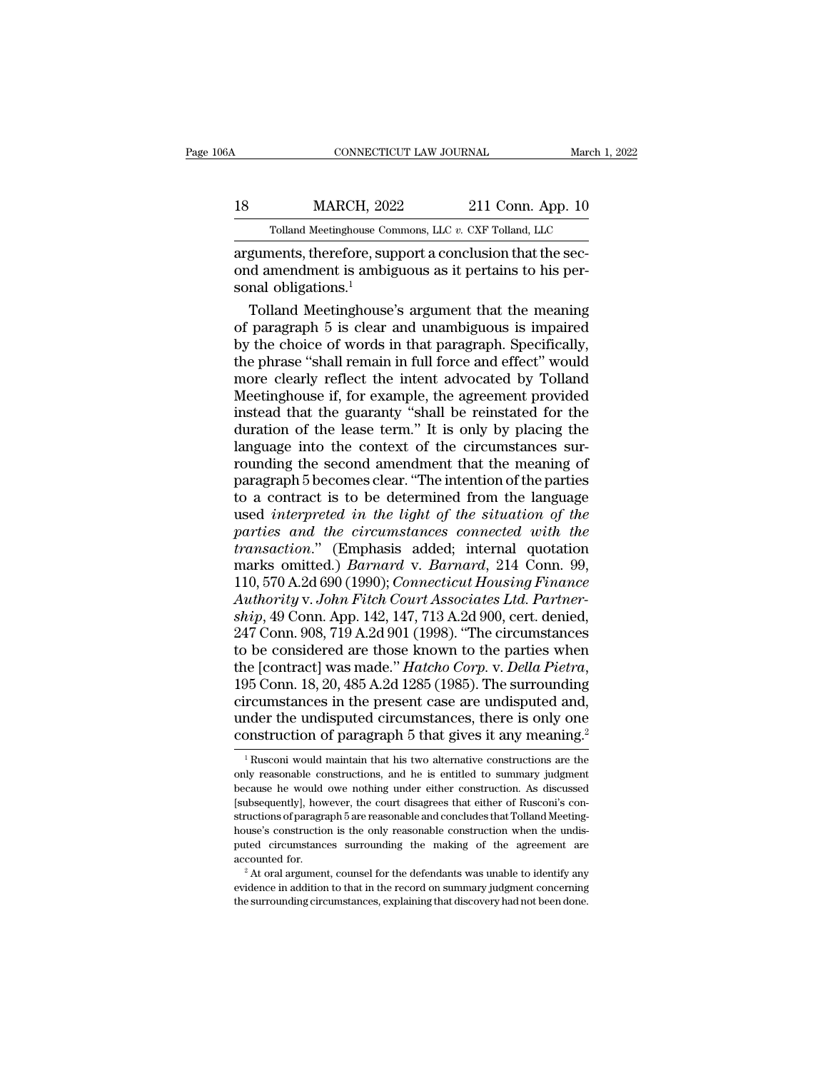arguments, therefore, support a conclusion that the second amendment is ambiguous as it pertains to his personal obligations.[1]

Tolland Meetinghouse's argument that the meaning of paragraph 5 is clear and unambiguous is impaired by the choice of words in that paragraph. Specifically, the phrase "shall remain in full force and effect" would more clearly reflect the intent advocated by Tolland Meetinghouse if, for example, the agreement provided instead that the guaranty "shall be reinstated for the duration of the lease term." It is only by placing the language into the context of the circumstances surrounding the second amendment that the meaning of paragraph 5 becomes clear. "The intention of the parties to a contract is to be determined from the language used *interpreted in the light of the situation of the parties and the circumstances connected with the transaction*." (Emphasis added; internal quotation marks omitted.) *Barnard* v. *Barnard*, 214 Conn. 99, 110, 570 A.2d 690 (1990); *Connecticut Housing Finance Authority* v. *John Fitch Court Associates Ltd. Partnership*, 49 Conn. App. 142, 147, 713 A.2d 900, cert. denied, 247 Conn. 908, 719 A.2d 901 (1998). "The circumstances to be considered are those known to the parties when the [contract] was made." *Hatcho Corp.* v. *Della Pietra*, 195 Conn. 18, 20, 485 A.2d 1285 (1985). The surrounding circumstances in the present case are undisputed and, under the undisputed circumstances, there is only one construction of paragraph 5 that gives it any meaning.[2]

[1] Rusconi would maintain that his two alternative constructions are the only reasonable constructions, and he is entitled to summary judgment because he would owe nothing under either construction. As discussed [subsequently], however, the court disagrees that either of Rusconi's constructions of paragraph 5 are reasonable and concludes that Tolland Meetinghouse's construction is the only reasonable construction when the undisputed circumstances surrounding the making of the agreement are accounted for.

[2] At oral argument, counsel for the defendants was unable to identify any evidence in addition to that in the record on summary judgment concerning the surrounding circumstances, explaining that discovery had not been done.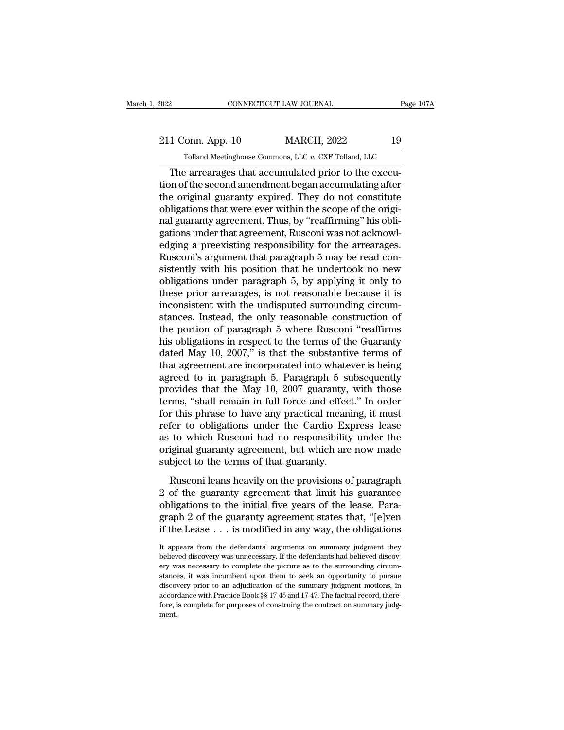The arrearages that accumulated prior to the execution of the second amendment began accumulating after the original guaranty expired. They do not constitute obligations that were ever within the scope of the original guaranty agreement. Thus, by "reaffirming" his obligations under that agreement, Rusconi was not acknowledging a preexisting responsibility for the arrearages. Rusconi's argument that paragraph 5 may be read consistently with his position that he undertook no new obligations under paragraph 5, by applying it only to these prior arrearages, is not reasonable because it is inconsistent with the undisputed surrounding circumstances. Instead, the only reasonable construction of the portion of paragraph 5 where Rusconi "reaffirms his obligations in respect to the terms of the Guaranty dated May 10, 2007," is that the substantive terms of that agreement are incorporated into whatever is being agreed to in paragraph 5. Paragraph 5 subsequently provides that the May 10, 2007 guaranty, with those terms, "shall remain in full force and effect." In order for this phrase to have any practical meaning, it must refer to obligations under the Cardio Express lease as to which Rusconi had no responsibility under the original guaranty agreement, but which are now made subject to the terms of that guaranty.

Rusconi leans heavily on the provisions of paragraph 2 of the guaranty agreement that limit his guarantee obligations to the initial five years of the lease. Paragraph 2 of the guaranty agreement states that, "[e]ven if the Lease . . . is modified in any way, the obligations

It appears from the defendants' arguments on summary judgment they believed discovery was unnecessary. If the defendants had believed discovery was necessary to complete the picture as to the surrounding circumstances, it was incumbent upon them to seek an opportunity to pursue discovery prior to an adjudication of the summary judgment motions, in accordance with Practice Book §§ 17-45 and 17-47. The factual record, therefore, is complete for purposes of construing the contract on summary judgment.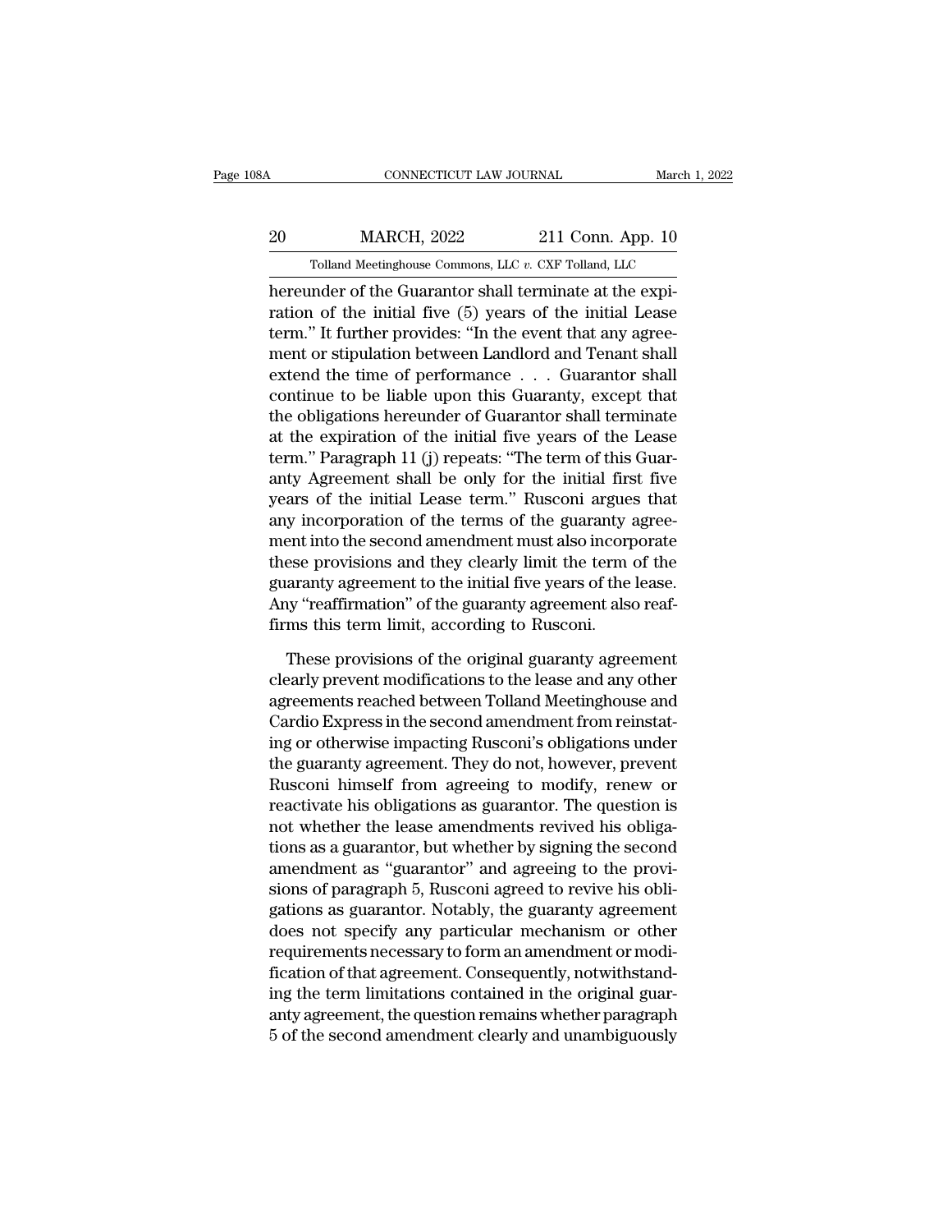hereunder of the Guarantor shall terminate at the expiration of the initial five (5) years of the initial Lease term." It further provides: "In the event that any agreement or stipulation between Landlord and Tenant shall extend the time of performance . . . Guarantor shall continue to be liable upon this Guaranty, except that the obligations hereunder of Guarantor shall terminate at the expiration of the initial five years of the Lease term." Paragraph 11 (j) repeats: "The term of this Guaranty Agreement shall be only for the initial first five years of the initial Lease term." Rusconi argues that any incorporation of the terms of the guaranty agreement into the second amendment must also incorporate these provisions and they clearly limit the term of the guaranty agreement to the initial five years of the lease. Any "reaffirmation" of the guaranty agreement also reaffirms this term limit, according to Rusconi.

These provisions of the original guaranty agreement clearly prevent modifications to the lease and any other agreements reached between Tolland Meetinghouse and Cardio Express in the second amendment from reinstating or otherwise impacting Rusconi's obligations under the guaranty agreement. They do not, however, prevent Rusconi himself from agreeing to modify, renew or reactivate his obligations as guarantor. The question is not whether the lease amendments revived his obligations as a guarantor, but whether by signing the second amendment as "guarantor" and agreeing to the provisions of paragraph 5, Rusconi agreed to revive his obligations as guarantor. Notably, the guaranty agreement does not specify any particular mechanism or other requirements necessary to form an amendment or modification of that agreement. Consequently, notwithstanding the term limitations contained in the original guaranty agreement, the question remains whether paragraph 5 of the second amendment clearly and unambiguously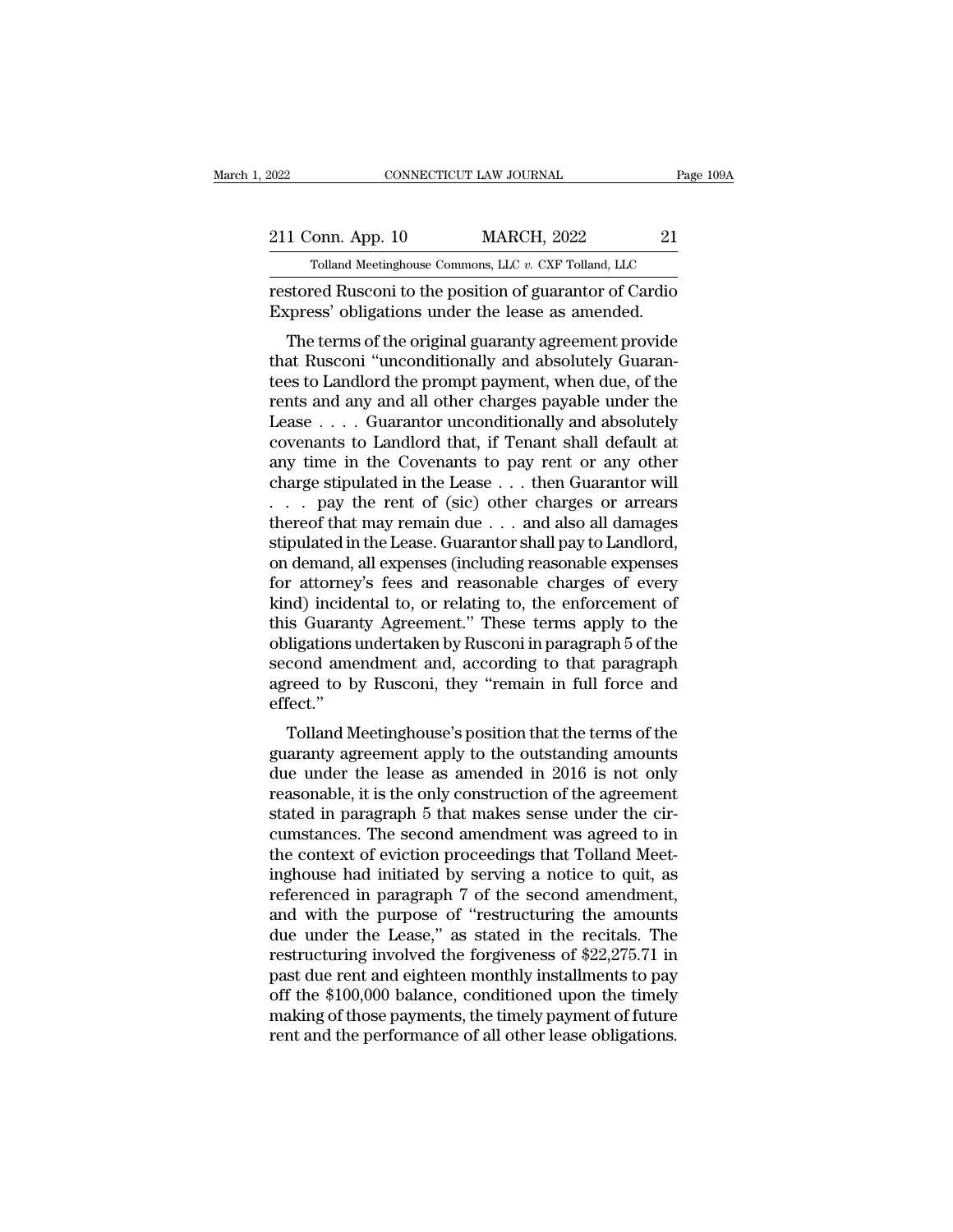restored Rusconi to the position of guarantor of Cardio Express' obligations under the lease as amended.

The terms of the original guaranty agreement provide that Rusconi "unconditionally and absolutely Guarantees to Landlord the prompt payment, when due, of the rents and any and all other charges payable under the Lease . . . . Guarantor unconditionally and absolutely covenants to Landlord that, if Tenant shall default at any time in the Covenants to pay rent or any other charge stipulated in the Lease . . . then Guarantor will . . . pay the rent of (sic) other charges or arrears thereof that may remain due . . . and also all damages stipulated in the Lease. Guarantor shall pay to Landlord, on demand, all expenses (including reasonable expenses for attorney's fees and reasonable charges of every kind) incidental to, or relating to, the enforcement of this Guaranty Agreement." These terms apply to the obligations undertaken by Rusconi in paragraph 5 of the second amendment and, according to that paragraph agreed to by Rusconi, they "remain in full force and effect."

Tolland Meetinghouse's position that the terms of the guaranty agreement apply to the outstanding amounts due under the lease as amended in 2016 is not only reasonable, it is the only construction of the agreement stated in paragraph 5 that makes sense under the circumstances. The second amendment was agreed to in the context of eviction proceedings that Tolland Meetinghouse had initiated by serving a notice to quit, as referenced in paragraph 7 of the second amendment, and with the purpose of "restructuring the amounts due under the Lease," as stated in the recitals. The restructuring involved the forgiveness of $22,275.71 in past due rent and eighteen monthly installments to pay off the $100,000 balance, conditioned upon the timely making of those payments, the timely payment of future rent and the performance of all other lease obligations.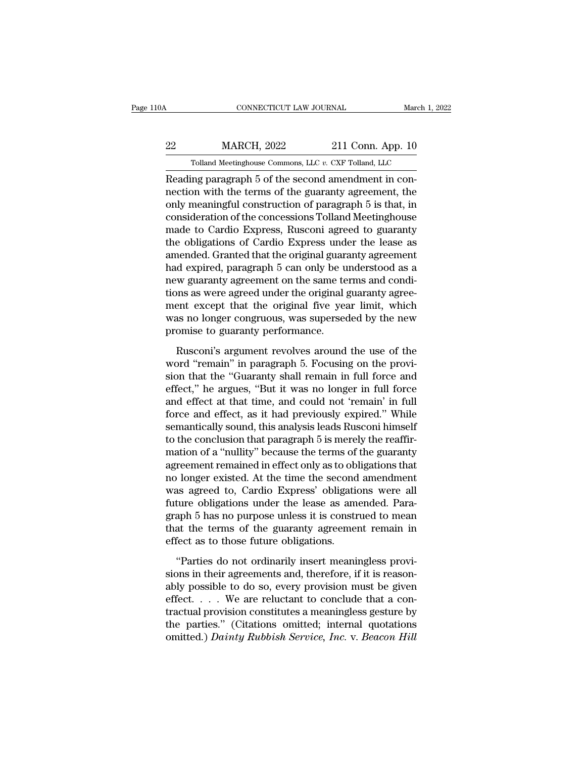Reading paragraph 5 of the second amendment in connection with the terms of the guaranty agreement, the only meaningful construction of paragraph 5 is that, in consideration of the concessions Tolland Meetinghouse made to Cardio Express, Rusconi agreed to guaranty the obligations of Cardio Express under the lease as amended. Granted that the original guaranty agreement had expired, paragraph 5 can only be understood as a new guaranty agreement on the same terms and conditions as were agreed under the original guaranty agreement except that the original five year limit, which was no longer congruous, was superseded by the new promise to guaranty performance.

Rusconi's argument revolves around the use of the word "remain" in paragraph 5. Focusing on the provision that the "Guaranty shall remain in full force and effect," he argues, "But it was no longer in full force and effect at that time, and could not 'remain' in full force and effect, as it had previously expired." While semantically sound, this analysis leads Rusconi himself to the conclusion that paragraph 5 is merely the reaffirmation of a "nullity" because the terms of the guaranty agreement remained in effect only as to obligations that no longer existed. At the time the second amendment was agreed to, Cardio Express' obligations were all future obligations under the lease as amended. Paragraph 5 has no purpose unless it is construed to mean that the terms of the guaranty agreement remain in effect as to those future obligations.

"Parties do not ordinarily insert meaningless provisions in their agreements and, therefore, if it is reasonably possible to do so, every provision must be given effect. . . . We are reluctant to conclude that a contractual provision constitutes a meaningless gesture by the parties." (Citations omitted; internal quotations omitted.) *Dainty Rubbish Service, Inc.* v. *Beacon Hill*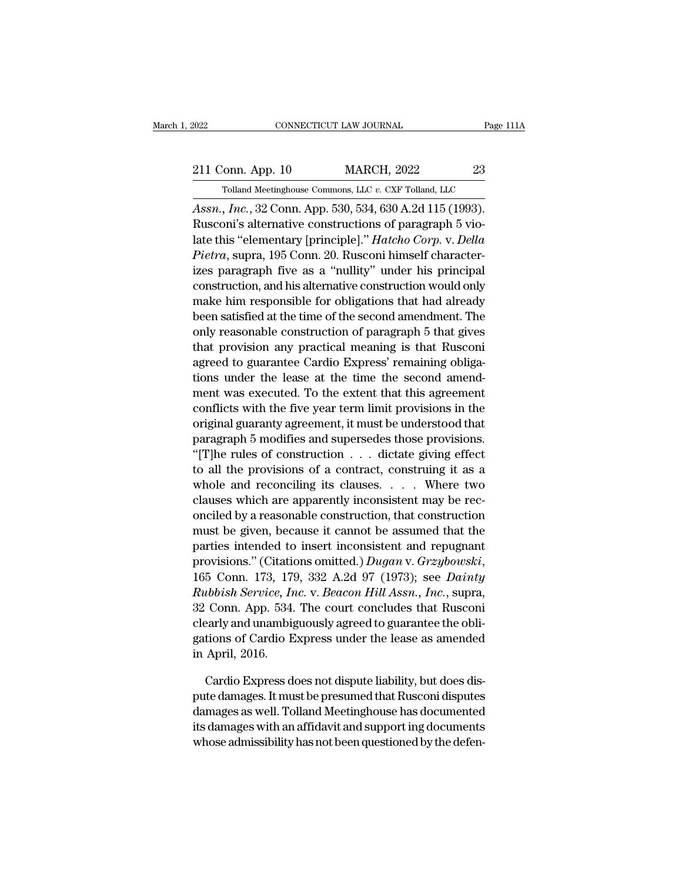*Assn., Inc.*, 32 Conn. App. 530, 534, 630 A.2d 115 (1993). Rusconi's alternative constructions of paragraph 5 violate this "elementary [principle]." *Hatcho Corp.* v. *Della Pietra*, supra, 195 Conn. 20. Rusconi himself characterizes paragraph five as a "nullity" under his principal construction, and his alternative construction would only make him responsible for obligations that had already been satisfied at the time of the second amendment. The only reasonable construction of paragraph 5 that gives that provision any practical meaning is that Rusconi agreed to guarantee Cardio Express' remaining obligations under the lease at the time the second amendment was executed. To the extent that this agreement conflicts with the five year term limit provisions in the original guaranty agreement, it must be understood that paragraph 5 modifies and supersedes those provisions. "[T]he rules of construction . . . dictate giving effect to all the provisions of a contract, construing it as a whole and reconciling its clauses. . . . Where two clauses which are apparently inconsistent may be reconciled by a reasonable construction, that construction must be given, because it cannot be assumed that the parties intended to insert inconsistent and repugnant provisions." (Citations omitted.) *Dugan* v. *Grzybowski*, 165 Conn. 173, 179, 332 A.2d 97 (1973); see *Dainty Rubbish Service, Inc.* v. *Beacon Hill Assn., Inc.*, supra, 32 Conn. App. 534. The court concludes that Rusconi clearly and unambiguously agreed to guarantee the obligations of Cardio Express under the lease as amended in April, 2016.

Cardio Express does not dispute liability, but does dispute damages. It must be presumed that Rusconi disputes damages as well. Tolland Meetinghouse has documented its damages with an affidavit and support ing documents whose admissibility has not been questioned by the defen-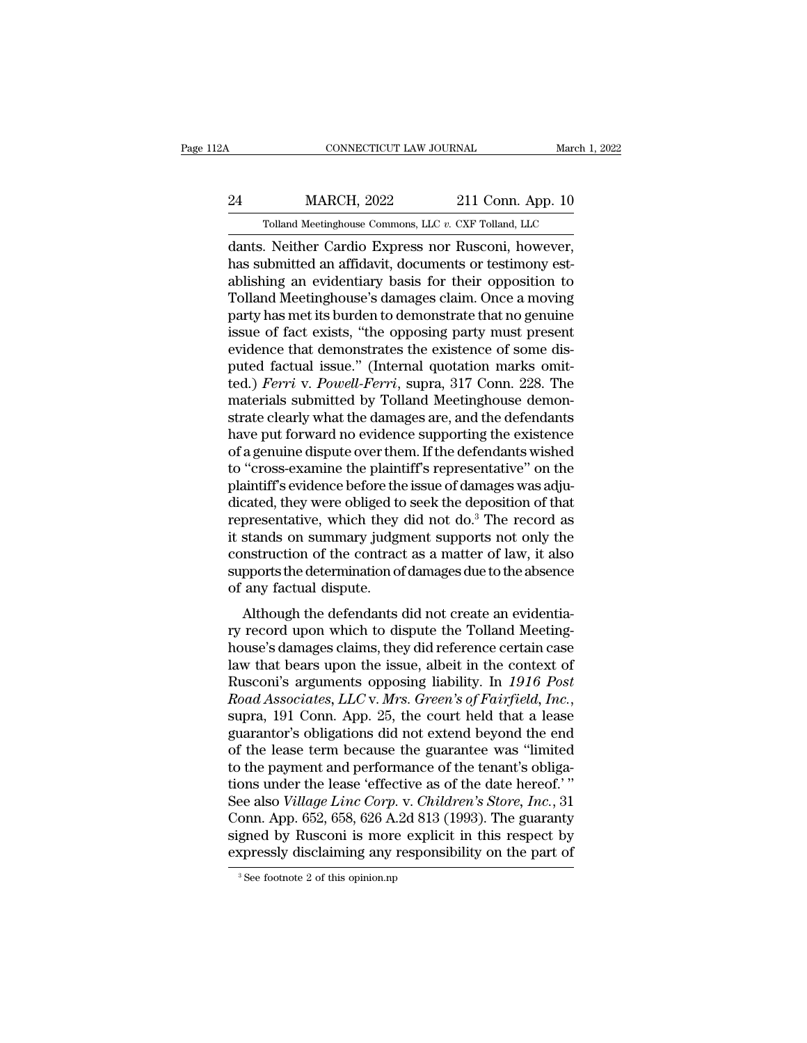dants. Neither Cardio Express nor Rusconi, however, has submitted an affidavit, documents or testimony establishing an evidentiary basis for their opposition to Tolland Meetinghouse's damages claim. Once a moving party has met its burden to demonstrate that no genuine issue of fact exists, "the opposing party must present evidence that demonstrates the existence of some disputed factual issue." (Internal quotation marks omitted.) *Ferri* v. *Powell-Ferri*, supra, 317 Conn. 228. The materials submitted by Tolland Meetinghouse demonstrate clearly what the damages are, and the defendants have put forward no evidence supporting the existence of a genuine dispute over them. If the defendants wished to "cross-examine the plaintiff's representative" on the plaintiff's evidence before the issue of damages was adjudicated, they were obliged to seek the deposition of that representative, which they did not do.[3] The record as it stands on summary judgment supports not only the construction of the contract as a matter of law, it also supports the determination of damages due to the absence of any factual dispute.

Although the defendants did not create an evidentiary record upon which to dispute the Tolland Meetinghouse's damages claims, they did reference certain case law that bears upon the issue, albeit in the context of Rusconi's arguments opposing liability. In *1916 Post Road Associates, LLC* v. *Mrs. Green's of Fairfield, Inc.*, supra, 191 Conn. App. 25, the court held that a lease guarantor's obligations did not extend beyond the end of the lease term because the guarantee was "limited to the payment and performance of the tenant's obligations under the lease 'effective as of the date hereof.' " See also *Village Linc Corp.* v. *Children's Store, Inc.*, 31 Conn. App. 652, 658, 626 A.2d 813 (1993). The guaranty signed by Rusconi is more explicit in this respect by expressly disclaiming any responsibility on the part of

[3] See footnote 2 of this opinion.np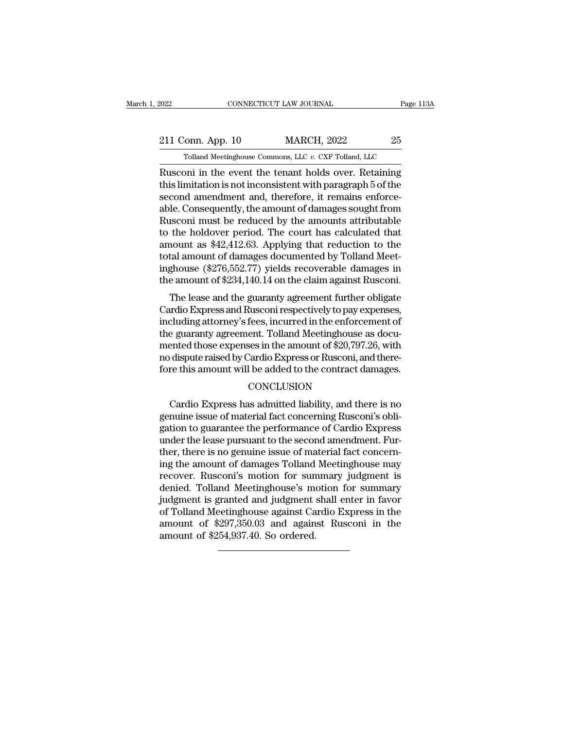Rusconi in the event the tenant holds over. Retaining this limitation is not inconsistent with paragraph 5 of the second amendment and, therefore, it remains enforceable. Consequently, the amount of damages sought from Rusconi must be reduced by the amounts attributable to the holdover period. The court has calculated that amount as $42,412.63. Applying that reduction to the total amount of damages documented by Tolland Meetinghouse ($276,552.77) yields recoverable damages in the amount of $234,140.14 on the claim against Rusconi.

The lease and the guaranty agreement further obligate Cardio Express and Rusconi respectively to pay expenses, including attorney's fees, incurred in the enforcement of the guaranty agreement. Tolland Meetinghouse as documented those expenses in the amount of $20,797.26, with no dispute raised by Cardio Express or Rusconi, and therefore this amount will be added to the contract damages.

## CONCLUSION

Cardio Express has admitted liability, and there is no genuine issue of material fact concerning Rusconi's obligation to guarantee the performance of Cardio Express under the lease pursuant to the second amendment. Further, there is no genuine issue of material fact concerning the amount of damages Tolland Meetinghouse may recover. Rusconi's motion for summary judgment is denied. Tolland Meetinghouse's motion for summary judgment is granted and judgment shall enter in favor of Tolland Meetinghouse against Cardio Express in the amount of $297,350.03 and against Rusconi in the amount of $254,937.40. So ordered.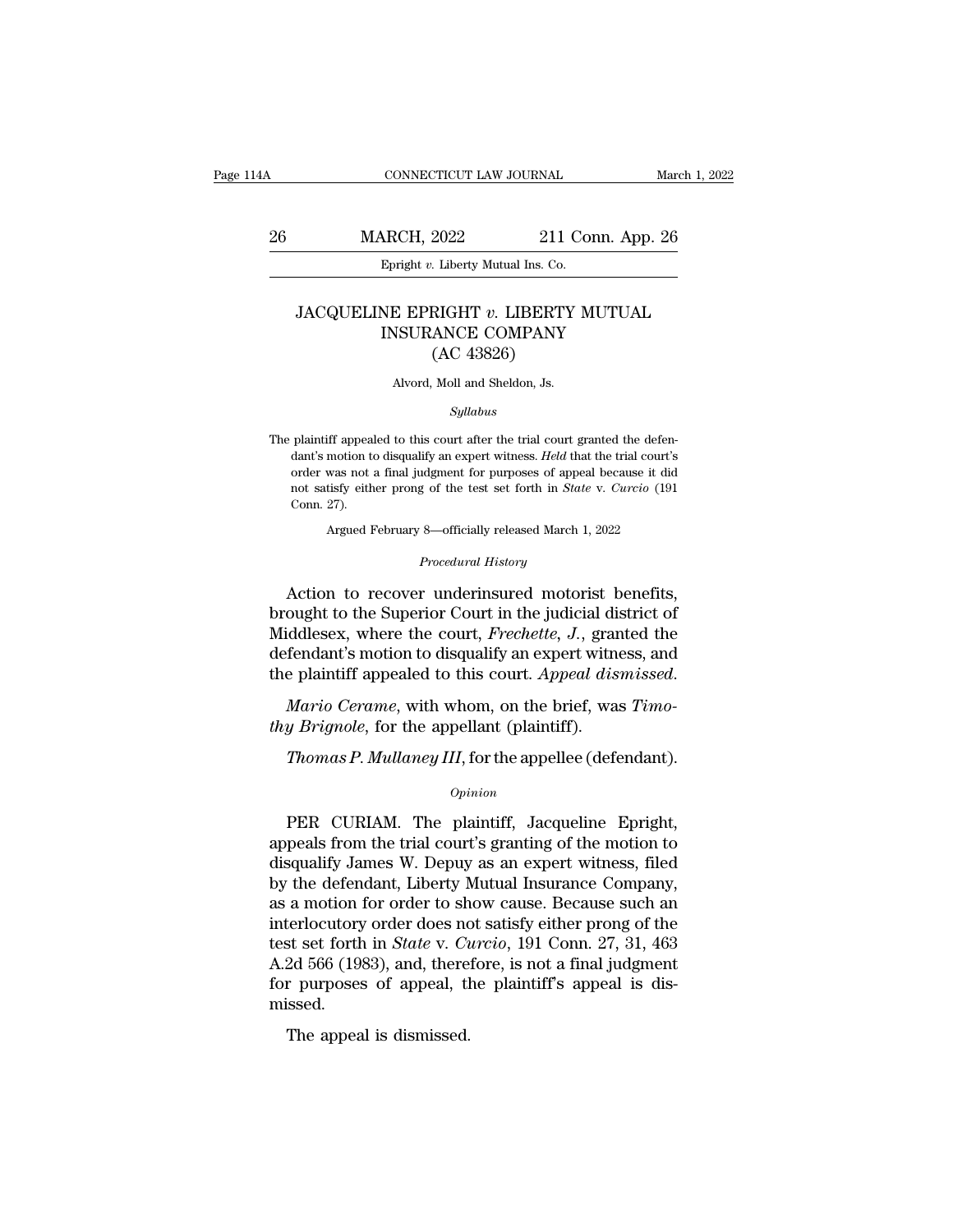# JACQUELINE EPRIGHT *v.* LIBERTY MUTUAL INSURANCE COMPANY
(AC 43826)

Alvord, Moll and Sheldon, Js.

*Syllabus*

The plaintiff appealed to this court after the trial court granted the defendant's motion to disqualify an expert witness. *Held* that the trial court's order was not a final judgment for purposes of appeal because it did not satisfy either prong of the test set forth in *State* v. *Curcio* (191 Conn. 27).

Argued February 8—officially released March 1, 2022

*Procedural History*

Action to recover underinsured motorist benefits, brought to the Superior Court in the judicial district of Middlesex, where the court, *Frechette*, *J.*, granted the defendant's motion to disqualify an expert witness, and the plaintiff appealed to this court. *Appeal dismissed.*

*Mario Cerame*, with whom, on the brief, was *Timothy Brignole*, for the appellant (plaintiff).

*Thomas P. Mullaney III*, for the appellee (defendant).

*Opinion*

PER CURIAM. The plaintiff, Jacqueline Epright, appeals from the trial court's granting of the motion to disqualify James W. Depuy as an expert witness, filed by the defendant, Liberty Mutual Insurance Company, as a motion for order to show cause. Because such an interlocutory order does not satisfy either prong of the test set forth in *State* v. *Curcio*, 191 Conn. 27, 31, 463 A.2d 566 (1983), and, therefore, is not a final judgment for purposes of appeal, the plaintiff's appeal is dismissed.

The appeal is dismissed.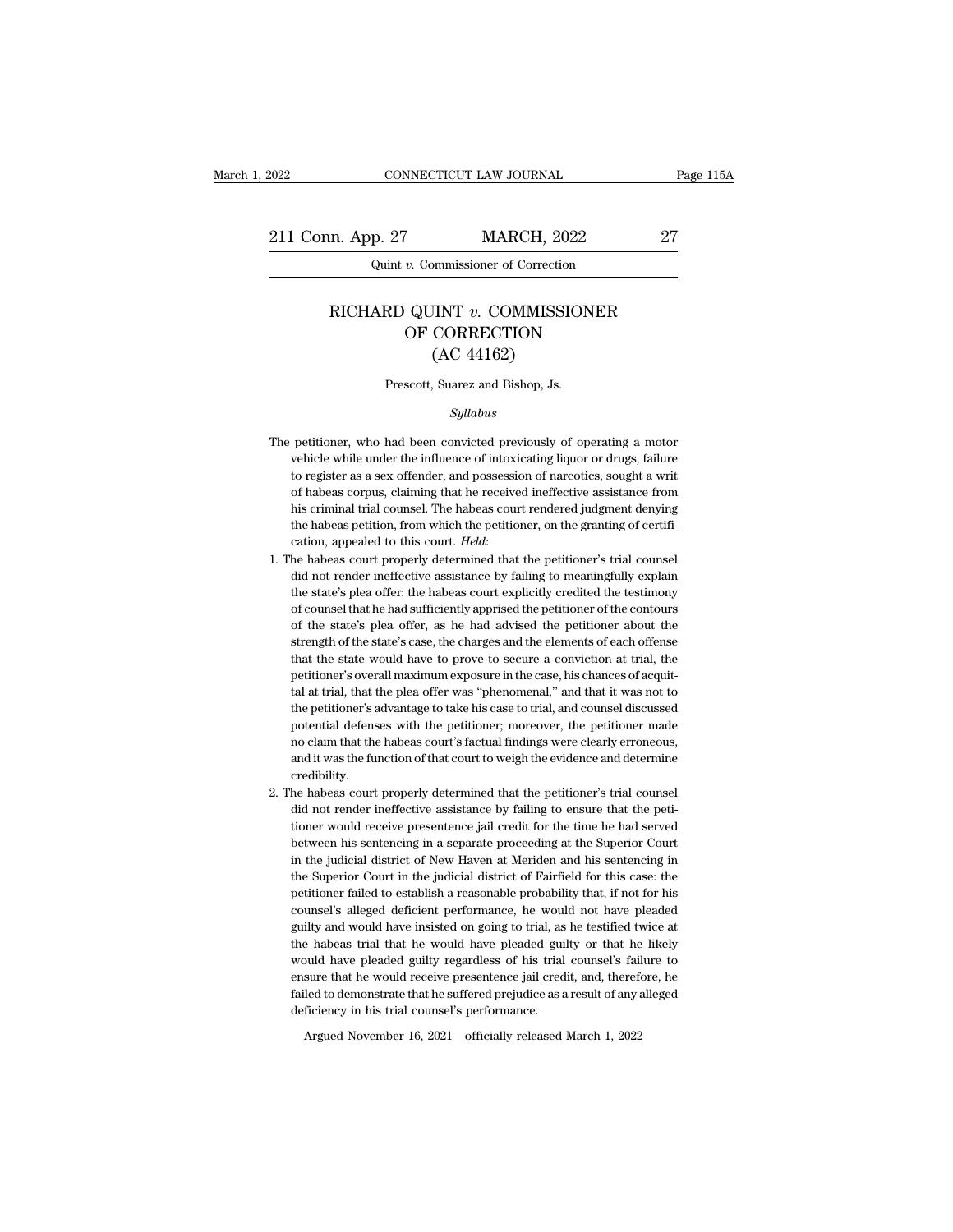# RICHARD QUINT *v.* COMMISSIONER OF CORRECTION (AC 44162)

Prescott, Suarez and Bishop, Js.

*Syllabus*

The petitioner, who had been convicted previously of operating a motor vehicle while under the influence of intoxicating liquor or drugs, failure to register as a sex offender, and possession of narcotics, sought a writ of habeas corpus, claiming that he received ineffective assistance from his criminal trial counsel. The habeas court rendered judgment denying the habeas petition, from which the petitioner, on the granting of certification, appealed to this court. *Held*:

1. The habeas court properly determined that the petitioner's trial counsel did not render ineffective assistance by failing to meaningfully explain the state's plea offer: the habeas court explicitly credited the testimony of counsel that he had sufficiently apprised the petitioner of the contours of the state's plea offer, as he had advised the petitioner about the strength of the state's case, the charges and the elements of each offense that the state would have to prove to secure a conviction at trial, the petitioner's overall maximum exposure in the case, his chances of acquittal at trial, that the plea offer was "phenomenal," and that it was not to the petitioner's advantage to take his case to trial, and counsel discussed potential defenses with the petitioner; moreover, the petitioner made no claim that the habeas court's factual findings were clearly erroneous, and it was the function of that court to weigh the evidence and determine credibility.

2. The habeas court properly determined that the petitioner's trial counsel did not render ineffective assistance by failing to ensure that the petitioner would receive presentence jail credit for the time he had served between his sentencing in a separate proceeding at the Superior Court in the judicial district of New Haven at Meriden and his sentencing in the Superior Court in the judicial district of Fairfield for this case: the petitioner failed to establish a reasonable probability that, if not for his counsel's alleged deficient performance, he would not have pleaded guilty and would have insisted on going to trial, as he testified twice at the habeas trial that he would have pleaded guilty or that he likely would have pleaded guilty regardless of his trial counsel's failure to ensure that he would receive presentence jail credit, and, therefore, he failed to demonstrate that he suffered prejudice as a result of any alleged deficiency in his trial counsel's performance.

Argued November 16, 2021—officially released March 1, 2022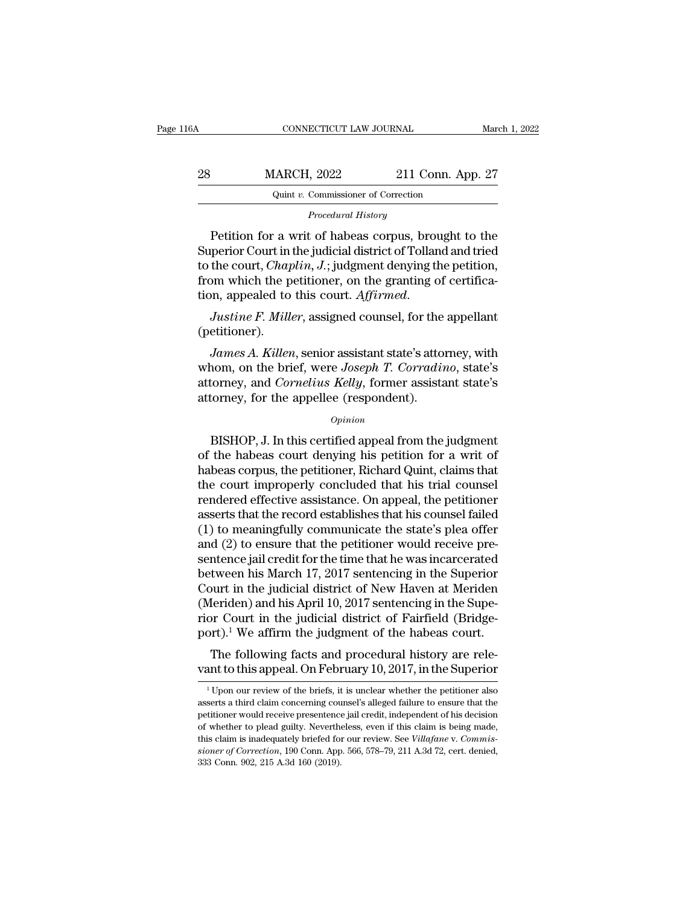*Procedural History*

Petition for a writ of habeas corpus, brought to the Superior Court in the judicial district of Tolland and tried to the court, *Chaplin, J.*; judgment denying the petition, from which the petitioner, on the granting of certification, appealed to this court. *Affirmed*.

*Justine F. Miller*, assigned counsel, for the appellant (petitioner).

*James A. Killen*, senior assistant state's attorney, with whom, on the brief, were *Joseph T. Corradino*, state's attorney, and *Cornelius Kelly*, former assistant state's attorney, for the appellee (respondent).

*Opinion*

BISHOP, J. In this certified appeal from the judgment of the habeas court denying his petition for a writ of habeas corpus, the petitioner, Richard Quint, claims that the court improperly concluded that his trial counsel rendered effective assistance. On appeal, the petitioner asserts that the record establishes that his counsel failed (1) to meaningfully communicate the state's plea offer and (2) to ensure that the petitioner would receive presentence jail credit for the time that he was incarcerated between his March 17, 2017 sentencing in the Superior Court in the judicial district of New Haven at Meriden (Meriden) and his April 10, 2017 sentencing in the Superior Court in the judicial district of Fairfield (Bridgeport).[1] We affirm the judgment of the habeas court.

The following facts and procedural history are relevant to this appeal. On February 10, 2017, in the Superior

[1] Upon our review of the briefs, it is unclear whether the petitioner also asserts a third claim concerning counsel's alleged failure to ensure that the petitioner would receive presentence jail credit, independent of his decision of whether to plead guilty. Nevertheless, even if this claim is being made, this claim is inadequately briefed for our review. See *Villafane* v. *Commissioner of Correction*, 190 Conn. App. 566, 578–79, 211 A.3d 72, cert. denied, 333 Conn. 902, 215 A.3d 160 (2019).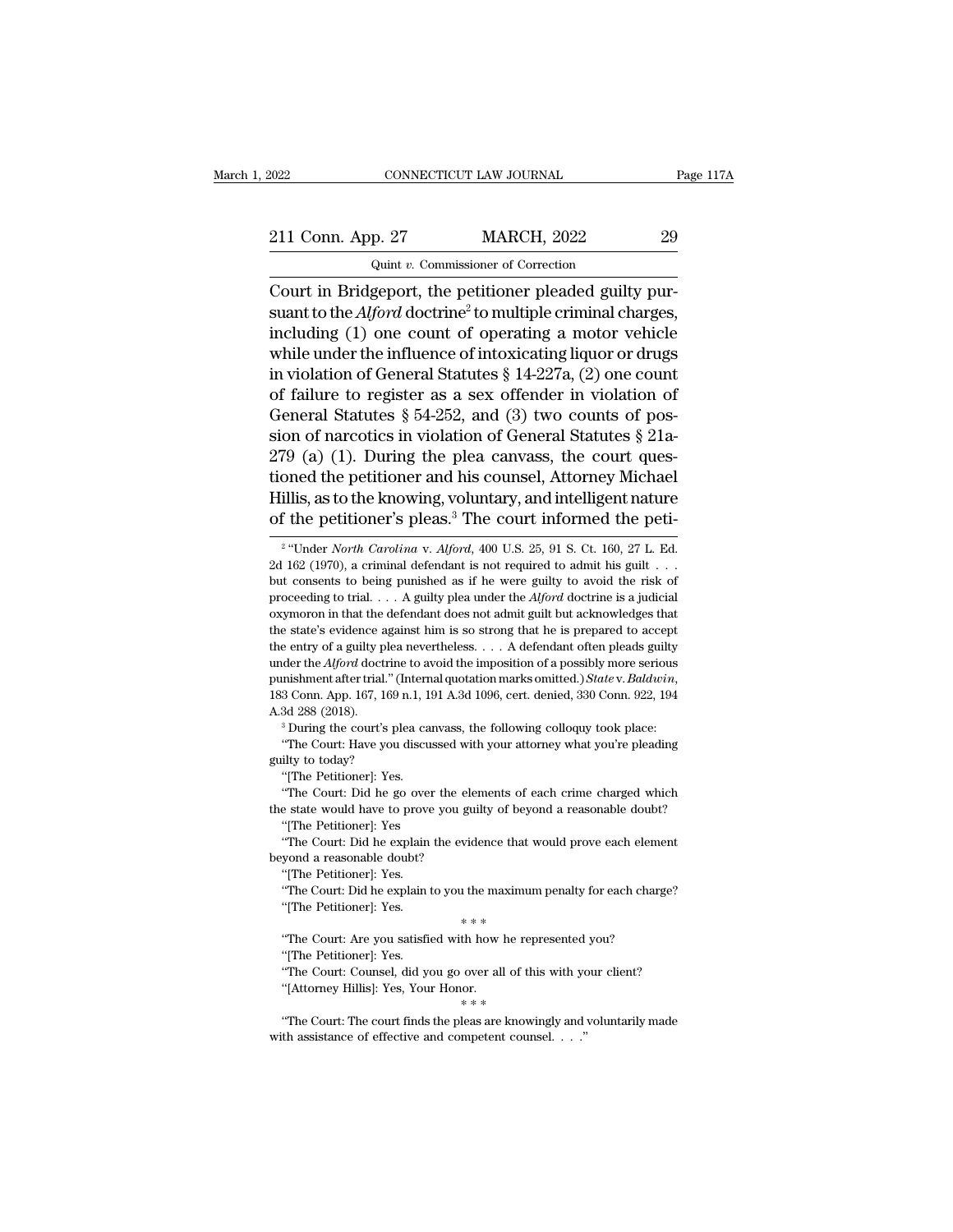Court in Bridgeport, the petitioner pleaded guilty pursuant to the *Alford* doctrine[2] to multiple criminal charges, including (1) one count of operating a motor vehicle while under the influence of intoxicating liquor or drugs in violation of General Statutes § 14-227a, (2) one count of failure to register as a sex offender in violation of General Statutes § 54-252, and (3) two counts of possion of narcotics in violation of General Statutes § 21a-279 (a) (1). During the plea canvass, the court questioned the petitioner and his counsel, Attorney Michael Hillis, as to the knowing, voluntary, and intelligent nature of the petitioner's pleas.[3] The court informed the peti-

[2] "Under *North Carolina* v. *Alford*, 400 U.S. 25, 91 S. Ct. 160, 27 L. Ed. 2d 162 (1970), a criminal defendant is not required to admit his guilt . . . but consents to being punished as if he were guilty to avoid the risk of proceeding to trial. . . . A guilty plea under the *Alford* doctrine is a judicial oxymoron in that the defendant does not admit guilt but acknowledges that the state's evidence against him is so strong that he is prepared to accept the entry of a guilty plea nevertheless. . . . A defendant often pleads guilty under the *Alford* doctrine to avoid the imposition of a possibly more serious punishment after trial." (Internal quotation marks omitted.) *State* v. *Baldwin*, 183 Conn. App. 167, 169 n.1, 191 A.3d 1096, cert. denied, 330 Conn. 922, 194 A.3d 288 (2018).

[3] During the court's plea canvass, the following colloquy took place:

"The Court: Have you discussed with your attorney what you're pleading guilty to today?

"[The Petitioner]: Yes.

"The Court: Did he go over the elements of each crime charged which the state would have to prove you guilty of beyond a reasonable doubt?

"[The Petitioner]: Yes

"The Court: Did he explain the evidence that would prove each element beyond a reasonable doubt?

"[The Petitioner]: Yes.

"The Court: Did he explain to you the maximum penalty for each charge?

"[The Petitioner]: Yes.

\* \* \*

"The Court: Are you satisfied with how he represented you?

"[The Petitioner]: Yes.

"The Court: Counsel, did you go over all of this with your client?

"[Attorney Hillis]: Yes, Your Honor.

\* \* \*

"The Court: The court finds the pleas are knowingly and voluntarily made with assistance of effective and competent counsel. . . ."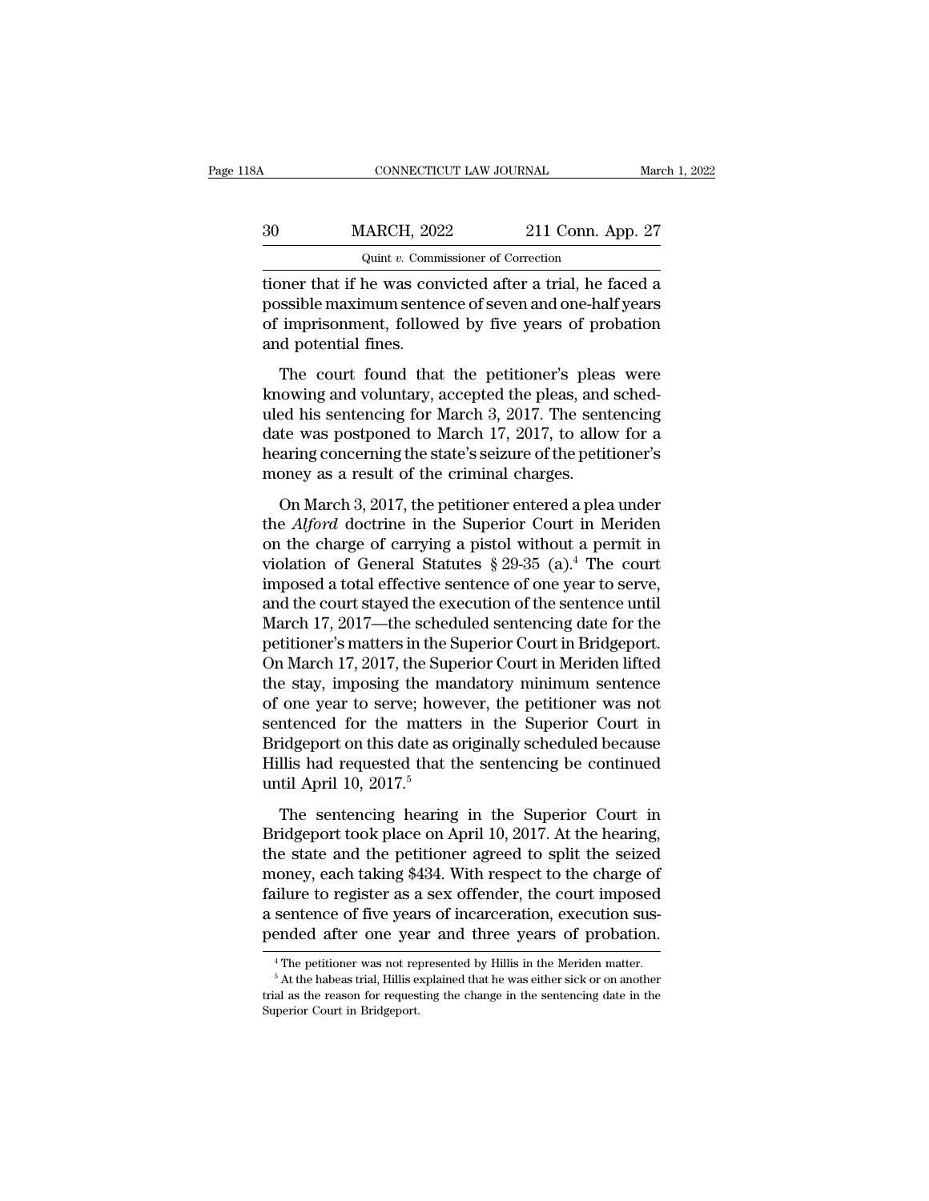tioner that if he was convicted after a trial, he faced a possible maximum sentence of seven and one-half years of imprisonment, followed by five years of probation and potential fines.

The court found that the petitioner's pleas were knowing and voluntary, accepted the pleas, and scheduled his sentencing for March 3, 2017. The sentencing date was postponed to March 17, 2017, to allow for a hearing concerning the state's seizure of the petitioner's money as a result of the criminal charges.

On March 3, 2017, the petitioner entered a plea under the *Alford* doctrine in the Superior Court in Meriden on the charge of carrying a pistol without a permit in violation of General Statutes § 29-35 (a).[4] The court imposed a total effective sentence of one year to serve, and the court stayed the execution of the sentence until March 17, 2017—the scheduled sentencing date for the petitioner's matters in the Superior Court in Bridgeport. On March 17, 2017, the Superior Court in Meriden lifted the stay, imposing the mandatory minimum sentence of one year to serve; however, the petitioner was not sentenced for the matters in the Superior Court in Bridgeport on this date as originally scheduled because Hillis had requested that the sentencing be continued until April 10, 2017.[5]

The sentencing hearing in the Superior Court in Bridgeport took place on April 10, 2017. At the hearing, the state and the petitioner agreed to split the seized money, each taking $434. With respect to the charge of failure to register as a sex offender, the court imposed a sentence of five years of incarceration, execution suspended after one year and three years of probation.

[4] The petitioner was not represented by Hillis in the Meriden matter.

[5] At the habeas trial, Hillis explained that he was either sick or on another trial as the reason for requesting the change in the sentencing date in the Superior Court in Bridgeport.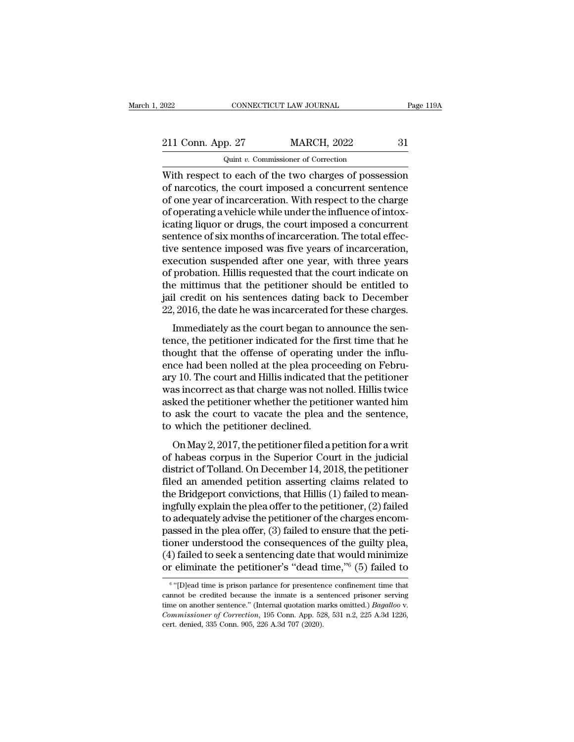With respect to each of the two charges of possession of narcotics, the court imposed a concurrent sentence of one year of incarceration. With respect to the charge of operating a vehicle while under the influence of intoxicating liquor or drugs, the court imposed a concurrent sentence of six months of incarceration. The total effective sentence imposed was five years of incarceration, execution suspended after one year, with three years of probation. Hillis requested that the court indicate on the mittimus that the petitioner should be entitled to jail credit on his sentences dating back to December 22, 2016, the date he was incarcerated for these charges.

Immediately as the court began to announce the sentence, the petitioner indicated for the first time that he thought that the offense of operating under the influence had been nolled at the plea proceeding on February 10. The court and Hillis indicated that the petitioner was incorrect as that charge was not nolled. Hillis twice asked the petitioner whether the petitioner wanted him to ask the court to vacate the plea and the sentence, to which the petitioner declined.

On May 2, 2017, the petitioner filed a petition for a writ of habeas corpus in the Superior Court in the judicial district of Tolland. On December 14, 2018, the petitioner filed an amended petition asserting claims related to the Bridgeport convictions, that Hillis (1) failed to meaningfully explain the plea offer to the petitioner, (2) failed to adequately advise the petitioner of the charges encompassed in the plea offer, (3) failed to ensure that the petitioner understood the consequences of the guilty plea, (4) failed to seek a sentencing date that would minimize or eliminate the petitioner's "dead time,"[6] (5) failed to

[6] "[D]ead time is prison parlance for presentence confinement time that cannot be credited because the inmate is a sentenced prisoner serving time on another sentence." (Internal quotation marks omitted.) *Bagalloo* v. *Commissioner of Correction*, 195 Conn. App. 528, 531 n.2, 225 A.3d 1226, cert. denied, 335 Conn. 905, 226 A.3d 707 (2020).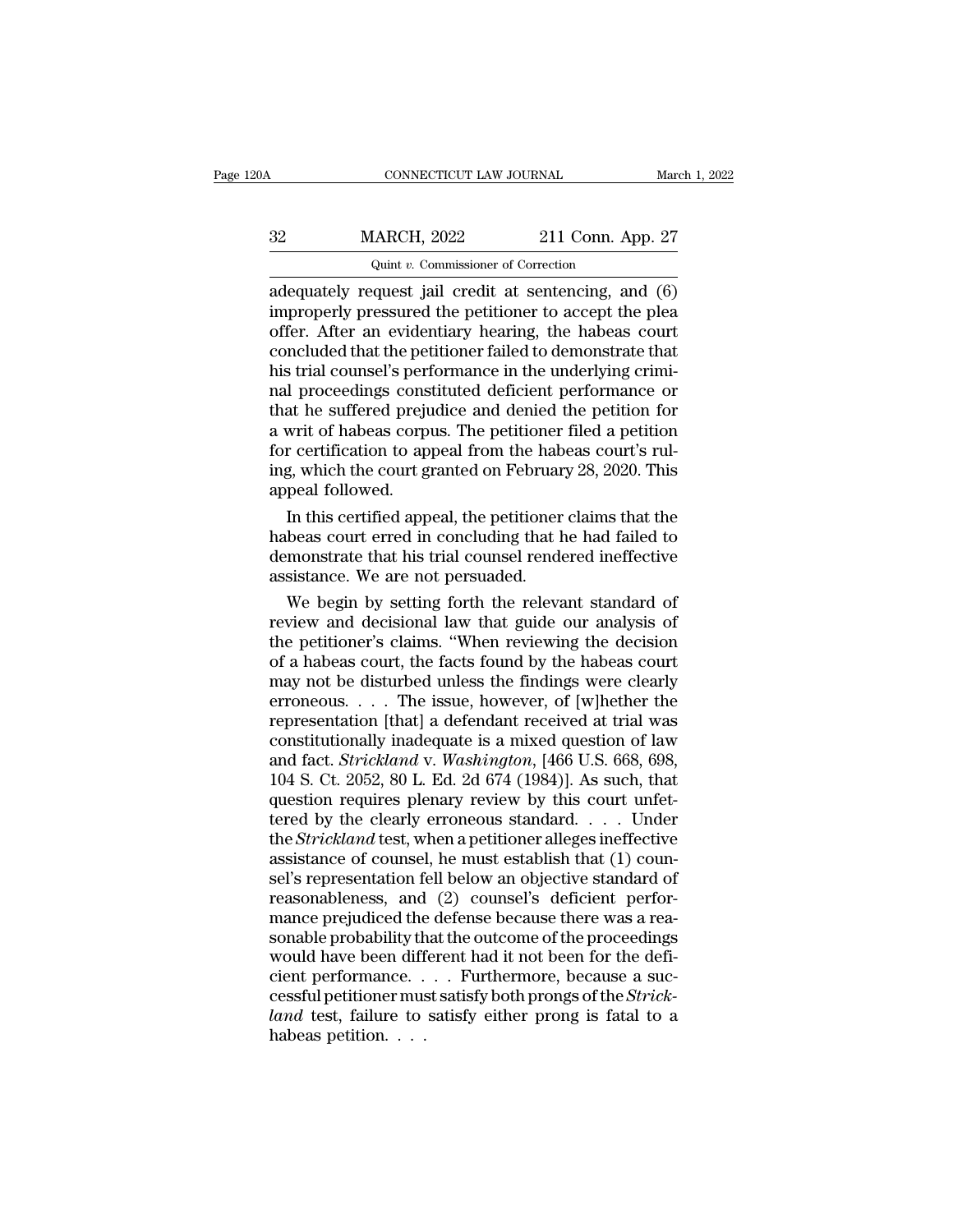adequately request jail credit at sentencing, and (6) improperly pressured the petitioner to accept the plea offer. After an evidentiary hearing, the habeas court concluded that the petitioner failed to demonstrate that his trial counsel's performance in the underlying criminal proceedings constituted deficient performance or that he suffered prejudice and denied the petition for a writ of habeas corpus. The petitioner filed a petition for certification to appeal from the habeas court's ruling, which the court granted on February 28, 2020. This appeal followed.

In this certified appeal, the petitioner claims that the habeas court erred in concluding that he had failed to demonstrate that his trial counsel rendered ineffective assistance. We are not persuaded.

We begin by setting forth the relevant standard of review and decisional law that guide our analysis of the petitioner's claims. "When reviewing the decision of a habeas court, the facts found by the habeas court may not be disturbed unless the findings were clearly erroneous. . . . The issue, however, of [w]hether the representation [that] a defendant received at trial was constitutionally inadequate is a mixed question of law and fact. *Strickland* v. *Washington*, [466 U.S. 668, 698, 104 S. Ct. 2052, 80 L. Ed. 2d 674 (1984)]. As such, that question requires plenary review by this court unfettered by the clearly erroneous standard. . . . Under the *Strickland* test, when a petitioner alleges ineffective assistance of counsel, he must establish that (1) counsel's representation fell below an objective standard of reasonableness, and (2) counsel's deficient performance prejudiced the defense because there was a reasonable probability that the outcome of the proceedings would have been different had it not been for the deficient performance. . . . Furthermore, because a successful petitioner must satisfy both prongs of the *Strickland* test, failure to satisfy either prong is fatal to a habeas petition. . . .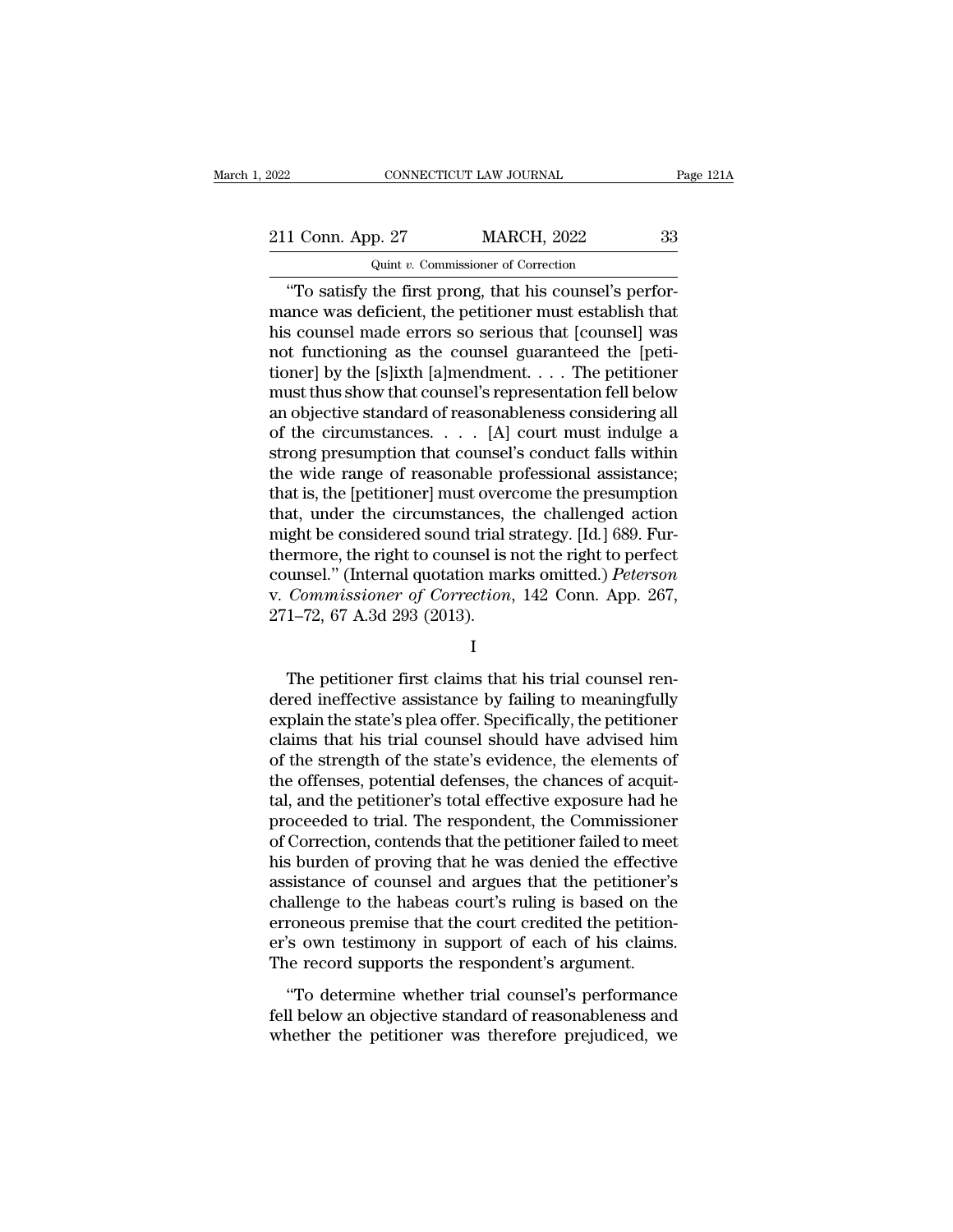"To satisfy the first prong, that his counsel's performance was deficient, the petitioner must establish that his counsel made errors so serious that [counsel] was not functioning as the counsel guaranteed the [petitioner] by the [s]ixth [a]mendment. . . . The petitioner must thus show that counsel's representation fell below an objective standard of reasonableness considering all of the circumstances. . . . [A] court must indulge a strong presumption that counsel's conduct falls within the wide range of reasonable professional assistance; that is, the [petitioner] must overcome the presumption that, under the circumstances, the challenged action might be considered sound trial strategy. [Id.] 689. Furthermore, the right to counsel is not the right to perfect counsel." (Internal quotation marks omitted.) *Peterson* v. *Commissioner of Correction*, 142 Conn. App. 267, 271–72, 67 A.3d 293 (2013).

I

The petitioner first claims that his trial counsel rendered ineffective assistance by failing to meaningfully explain the state's plea offer. Specifically, the petitioner claims that his trial counsel should have advised him of the strength of the state's evidence, the elements of the offenses, potential defenses, the chances of acquittal, and the petitioner's total effective exposure had he proceeded to trial. The respondent, the Commissioner of Correction, contends that the petitioner failed to meet his burden of proving that he was denied the effective assistance of counsel and argues that the petitioner's challenge to the habeas court's ruling is based on the erroneous premise that the court credited the petitioner's own testimony in support of each of his claims. The record supports the respondent's argument.

"To determine whether trial counsel's performance fell below an objective standard of reasonableness and whether the petitioner was therefore prejudiced, we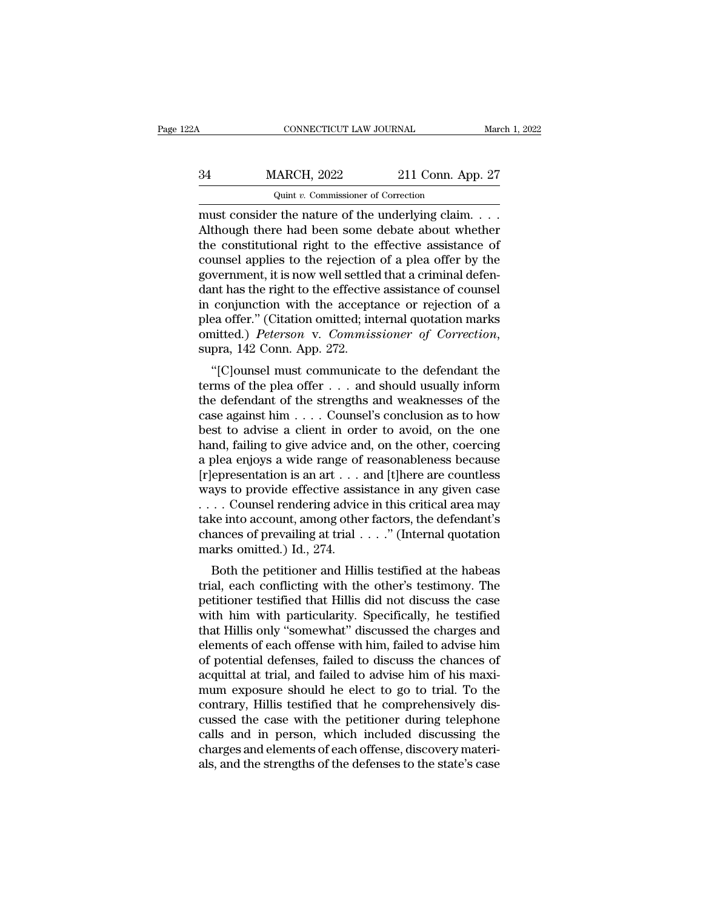must consider the nature of the underlying claim. . . . Although there had been some debate about whether the constitutional right to the effective assistance of counsel applies to the rejection of a plea offer by the government, it is now well settled that a criminal defendant has the right to the effective assistance of counsel in conjunction with the acceptance or rejection of a plea offer." (Citation omitted; internal quotation marks omitted.) *Peterson* v. *Commissioner of Correction*, supra, 142 Conn. App. 272.

"[C]ounsel must communicate to the defendant the terms of the plea offer . . . and should usually inform the defendant of the strengths and weaknesses of the case against him . . . . Counsel's conclusion as to how best to advise a client in order to avoid, on the one hand, failing to give advice and, on the other, coercing a plea enjoys a wide range of reasonableness because [r]epresentation is an art . . . and [t]here are countless ways to provide effective assistance in any given case . . . . Counsel rendering advice in this critical area may take into account, among other factors, the defendant's chances of prevailing at trial . . . ." (Internal quotation marks omitted.) Id., 274.

Both the petitioner and Hillis testified at the habeas trial, each conflicting with the other's testimony. The petitioner testified that Hillis did not discuss the case with him with particularity. Specifically, he testified that Hillis only "somewhat" discussed the charges and elements of each offense with him, failed to advise him of potential defenses, failed to discuss the chances of acquittal at trial, and failed to advise him of his maximum exposure should he elect to go to trial. To the contrary, Hillis testified that he comprehensively discussed the case with the petitioner during telephone calls and in person, which included discussing the charges and elements of each offense, discovery materials, and the strengths of the defenses to the state's case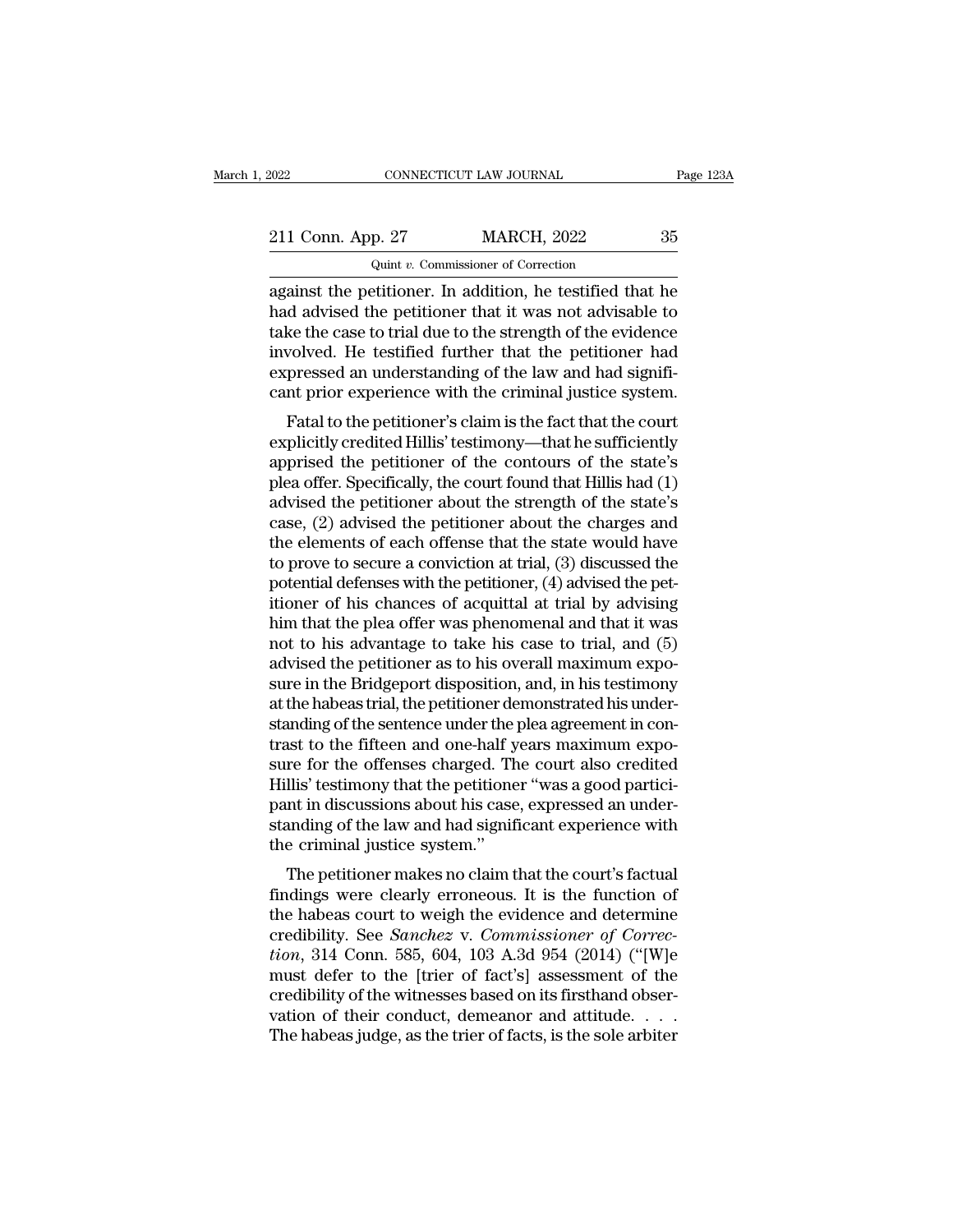against the petitioner. In addition, he testified that he had advised the petitioner that it was not advisable to take the case to trial due to the strength of the evidence involved. He testified further that the petitioner had expressed an understanding of the law and had significant prior experience with the criminal justice system.

Fatal to the petitioner's claim is the fact that the court explicitly credited Hillis' testimony—that he sufficiently apprised the petitioner of the contours of the state's plea offer. Specifically, the court found that Hillis had (1) advised the petitioner about the strength of the state's case, (2) advised the petitioner about the charges and the elements of each offense that the state would have to prove to secure a conviction at trial, (3) discussed the potential defenses with the petitioner, (4) advised the petitioner of his chances of acquittal at trial by advising him that the plea offer was phenomenal and that it was not to his advantage to take his case to trial, and (5) advised the petitioner as to his overall maximum exposure in the Bridgeport disposition, and, in his testimony at the habeas trial, the petitioner demonstrated his understanding of the sentence under the plea agreement in contrast to the fifteen and one-half years maximum exposure for the offenses charged. The court also credited Hillis' testimony that the petitioner "was a good participant in discussions about his case, expressed an understanding of the law and had significant experience with the criminal justice system."

The petitioner makes no claim that the court's factual findings were clearly erroneous. It is the function of the habeas court to weigh the evidence and determine credibility. See *Sanchez* v. *Commissioner of Correction*, 314 Conn. 585, 604, 103 A.3d 954 (2014) ("[W]e must defer to the [trier of fact's] assessment of the credibility of the witnesses based on its firsthand observation of their conduct, demeanor and attitude. . . . The habeas judge, as the trier of facts, is the sole arbiter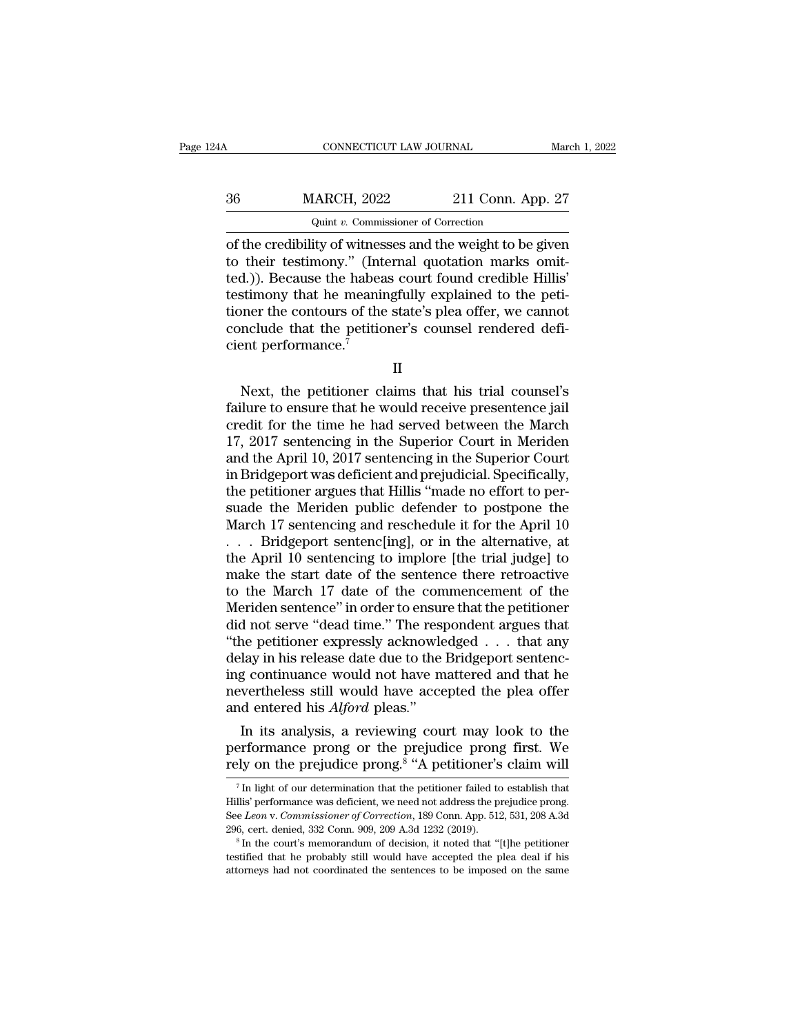of the credibility of witnesses and the weight to be given to their testimony." (Internal quotation marks omitted.)). Because the habeas court found credible Hillis' testimony that he meaningfully explained to the petitioner the contours of the state's plea offer, we cannot conclude that the petitioner's counsel rendered deficient performance.[7]

II

Next, the petitioner claims that his trial counsel's failure to ensure that he would receive presentence jail credit for the time he had served between the March 17, 2017 sentencing in the Superior Court in Meriden and the April 10, 2017 sentencing in the Superior Court in Bridgeport was deficient and prejudicial. Specifically, the petitioner argues that Hillis "made no effort to persuade the Meriden public defender to postpone the March 17 sentencing and reschedule it for the April 10 . . . Bridgeport sentenc[ing], or in the alternative, at the April 10 sentencing to implore [the trial judge] to make the start date of the sentence there retroactive to the March 17 date of the commencement of the Meriden sentence" in order to ensure that the petitioner did not serve "dead time." The respondent argues that "the petitioner expressly acknowledged . . . that any delay in his release date due to the Bridgeport sentencing continuance would not have mattered and that he nevertheless still would have accepted the plea offer and entered his *Alford* pleas."

In its analysis, a reviewing court may look to the performance prong or the prejudice prong first. We rely on the prejudice prong.[8] "A petitioner's claim will

[7] In light of our determination that the petitioner failed to establish that Hillis' performance was deficient, we need not address the prejudice prong. See *Leon* v. *Commissioner of Correction*, 189 Conn. App. 512, 531, 208 A.3d 296, cert. denied, 332 Conn. 909, 209 A.3d 1232 (2019).

[8] In the court's memorandum of decision, it noted that "[t]he petitioner testified that he probably still would have accepted the plea deal if his attorneys had not coordinated the sentences to be imposed on the same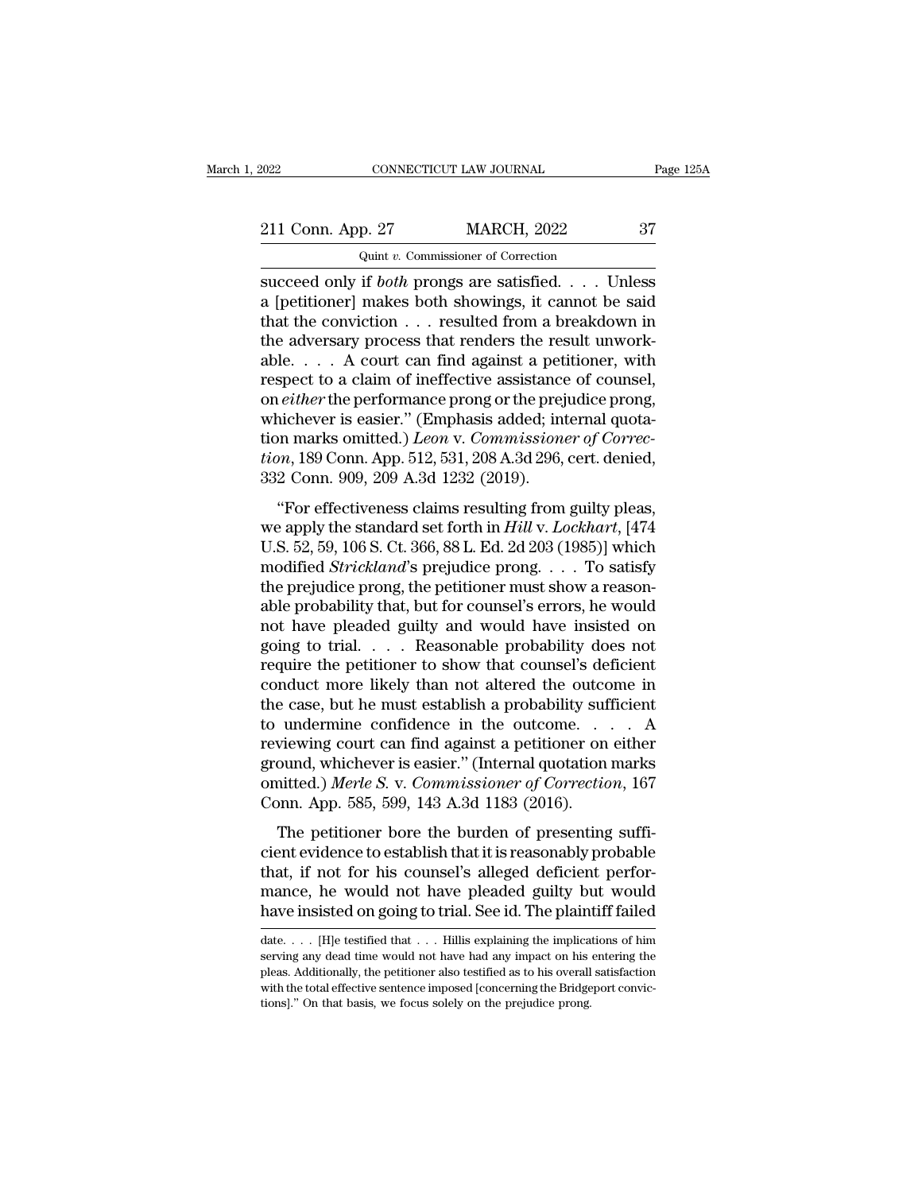succeed only if *both* prongs are satisfied. . . . Unless a [petitioner] makes both showings, it cannot be said that the conviction . . . resulted from a breakdown in the adversary process that renders the result unworkable. . . . A court can find against a petitioner, with respect to a claim of ineffective assistance of counsel, on *either* the performance prong or the prejudice prong, whichever is easier." (Emphasis added; internal quotation marks omitted.) *Leon* v. *Commissioner of Correction*, 189 Conn. App. 512, 531, 208 A.3d 296, cert. denied, 332 Conn. 909, 209 A.3d 1232 (2019).

"For effectiveness claims resulting from guilty pleas, we apply the standard set forth in *Hill* v. *Lockhart*, [474 U.S. 52, 59, 106 S. Ct. 366, 88 L. Ed. 2d 203 (1985)] which modified *Strickland*'s prejudice prong. . . . To satisfy the prejudice prong, the petitioner must show a reasonable probability that, but for counsel's errors, he would not have pleaded guilty and would have insisted on going to trial. . . . Reasonable probability does not require the petitioner to show that counsel's deficient conduct more likely than not altered the outcome in the case, but he must establish a probability sufficient to undermine confidence in the outcome. . . . A reviewing court can find against a petitioner on either ground, whichever is easier." (Internal quotation marks omitted.) *Merle S.* v. *Commissioner of Correction*, 167 Conn. App. 585, 599, 143 A.3d 1183 (2016).

The petitioner bore the burden of presenting sufficient evidence to establish that it is reasonably probable that, if not for his counsel's alleged deficient performance, he would not have pleaded guilty but would have insisted on going to trial. See id. The plaintiff failed

date. . . . [H]e testified that . . . Hillis explaining the implications of him serving any dead time would not have had any impact on his entering the pleas. Additionally, the petitioner also testified as to his overall satisfaction with the total effective sentence imposed [concerning the Bridgeport convictions]." On that basis, we focus solely on the prejudice prong.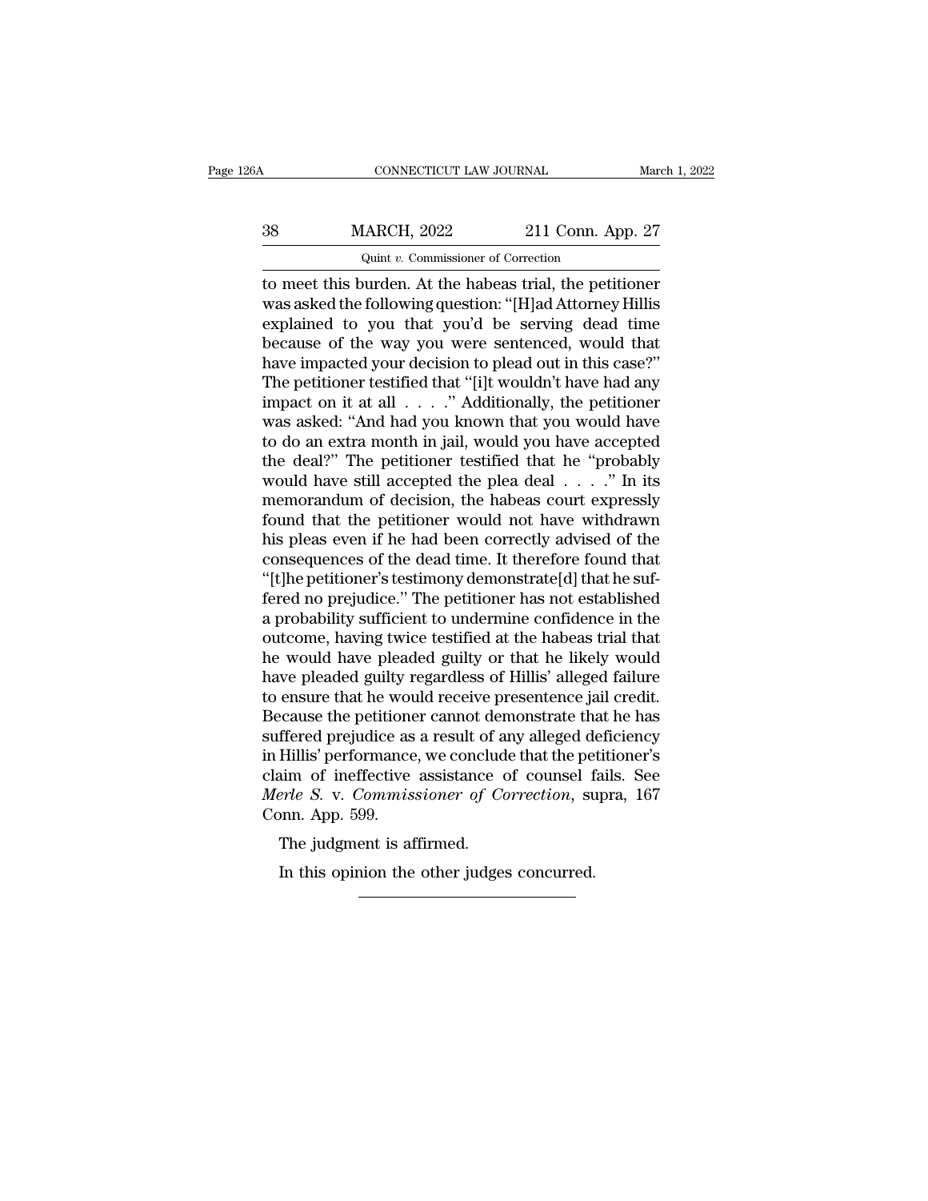to meet this burden. At the habeas trial, the petitioner was asked the following question: "[H]ad Attorney Hillis explained to you that you'd be serving dead time because of the way you were sentenced, would that have impacted your decision to plead out in this case?" The petitioner testified that "[i]t wouldn't have had any impact on it at all . . . ." Additionally, the petitioner was asked: "And had you known that you would have to do an extra month in jail, would you have accepted the deal?" The petitioner testified that he "probably would have still accepted the plea deal . . . ." In its memorandum of decision, the habeas court expressly found that the petitioner would not have withdrawn his pleas even if he had been correctly advised of the consequences of the dead time. It therefore found that "[t]he petitioner's testimony demonstrate[d] that he suffered no prejudice." The petitioner has not established a probability sufficient to undermine confidence in the outcome, having twice testified at the habeas trial that he would have pleaded guilty or that he likely would have pleaded guilty regardless of Hillis' alleged failure to ensure that he would receive presentence jail credit. Because the petitioner cannot demonstrate that he has suffered prejudice as a result of any alleged deficiency in Hillis' performance, we conclude that the petitioner's claim of ineffective assistance of counsel fails. See *Merle S.* v. *Commissioner of Correction*, supra, 167 Conn. App. 599.

The judgment is affirmed.

In this opinion the other judges concurred.